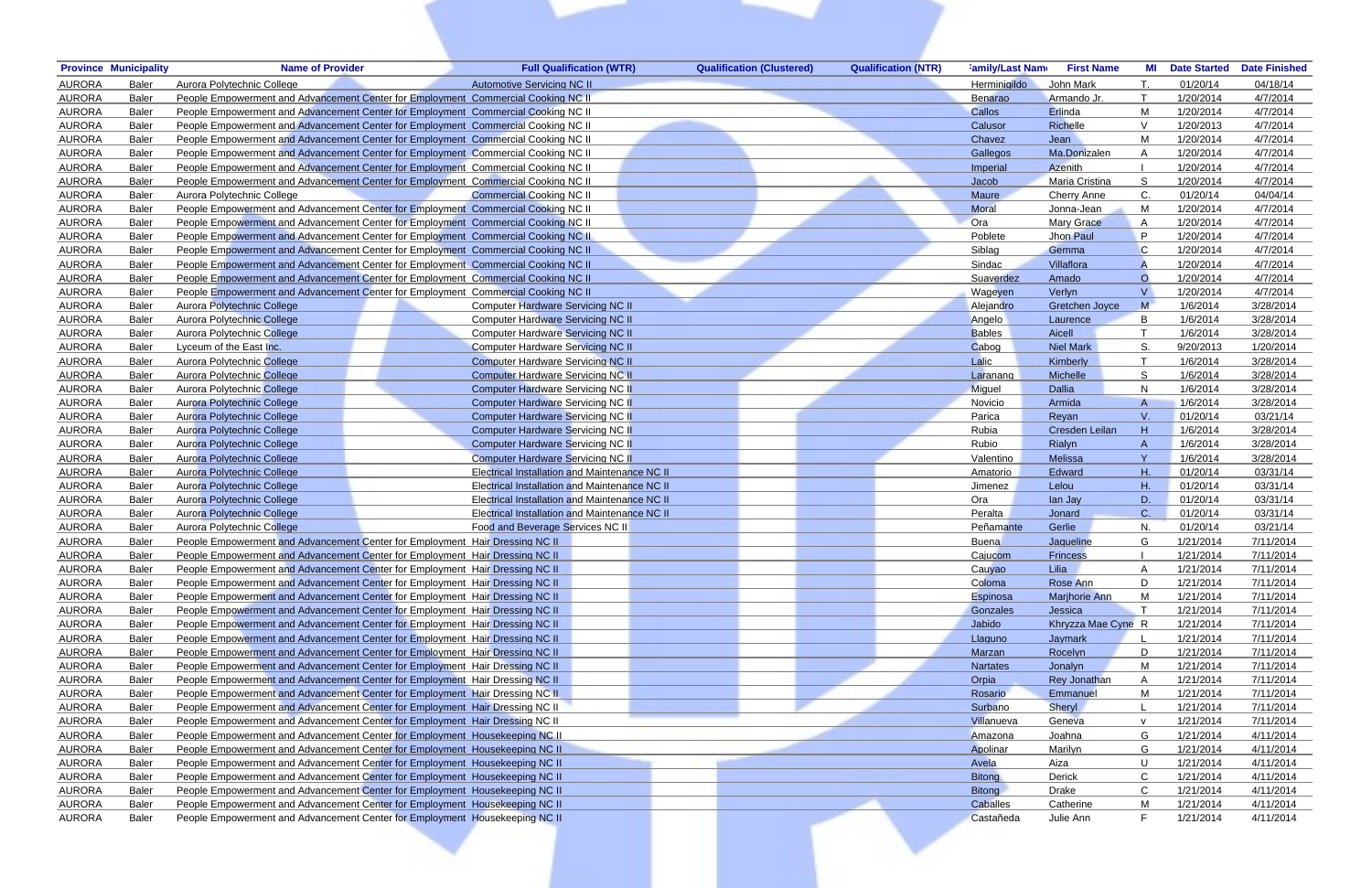| Province | Municipality | Name of Provider | Full Qualification (WTR) | Qualification (Clustered) | Qualification (NTR) | Family/Last Name | First Name | MI | Date Started | Date Finished |
|---|---|---|---|---|---|---|---|---|---|---|
| AURORA | Baler | Aurora Polytechnic College | Automotive Servicing NC II | | | Herminigildo | John Mark | T. | 01/20/14 | 04/18/14 |
| AURORA | Baler | People Empowerment and Advancement Center for Employment | Commercial Cooking NC II | | | Benarao | Armando Jr. | T | 1/20/2014 | 4/7/2014 |
| AURORA | Baler | People Empowerment and Advancement Center for Employment | Commercial Cooking NC II | | | Callos | Erlinda | M | 1/20/2014 | 4/7/2014 |
| AURORA | Baler | People Empowerment and Advancement Center for Employment | Commercial Cooking NC II | | | Calusor | Richelle | V | 1/20/2013 | 4/7/2014 |
| AURORA | Baler | People Empowerment and Advancement Center for Employment | Commercial Cooking NC II | | | Chavez | Jean | M | 1/20/2014 | 4/7/2014 |
| AURORA | Baler | People Empowerment and Advancement Center for Employment | Commercial Cooking NC II | | | Gallegos | Ma.Donizalen | A | 1/20/2014 | 4/7/2014 |
| AURORA | Baler | People Empowerment and Advancement Center for Employment | Commercial Cooking NC II | | | Imperial | Azenith | I | 1/20/2014 | 4/7/2014 |
| AURORA | Baler | People Empowerment and Advancement Center for Employment | Commercial Cooking NC II | | | Jacob | Maria Cristina | S | 1/20/2014 | 4/7/2014 |
| AURORA | Baler | Aurora Polytechnic College | Commercial Cooking NC II | | | Maure | Cherry Anne | C. | 01/20/14 | 04/04/14 |
| AURORA | Baler | People Empowerment and Advancement Center for Employment | Commercial Cooking NC II | | | Moral | Jonna-Jean | M | 1/20/2014 | 4/7/2014 |
| AURORA | Baler | People Empowerment and Advancement Center for Employment | Commercial Cooking NC II | | | Ora | Mary Grace | A | 1/20/2014 | 4/7/2014 |
| AURORA | Baler | People Empowerment and Advancement Center for Employment | Commercial Cooking NC II | | | Poblete | Jhon Paul | P | 1/20/2014 | 4/7/2014 |
| AURORA | Baler | People Empowerment and Advancement Center for Employment | Commercial Cooking NC II | | | Siblag | Gemma | C | 1/20/2014 | 4/7/2014 |
| AURORA | Baler | People Empowerment and Advancement Center for Employment | Commercial Cooking NC II | | | Sindac | Villaflora | A | 1/20/2014 | 4/7/2014 |
| AURORA | Baler | People Empowerment and Advancement Center for Employment | Commercial Cooking NC II | | | Suaverdez | Amado | O | 1/20/2014 | 4/7/2014 |
| AURORA | Baler | People Empowerment and Advancement Center for Employment | Commercial Cooking NC II | | | Wageyen | Verlyn | V | 1/20/2014 | 4/7/2014 |
| AURORA | Baler | Aurora Polytechnic College | Computer Hardware Servicing NC II | | | Alejandro | Gretchen Joyce | M | 1/6/2014 | 3/28/2014 |
| AURORA | Baler | Aurora Polytechnic College | Computer Hardware Servicing NC II | | | Angelo | Laurence | B | 1/6/2014 | 3/28/2014 |
| AURORA | Baler | Aurora Polytechnic College | Computer Hardware Servicing NC II | | | Bables | Aicell | T | 1/6/2014 | 3/28/2014 |
| AURORA | Baler | Lyceum of the East Inc. | Computer Hardware Servicing NC II | | | Cabog | Niel Mark | S. | 9/20/2013 | 1/20/2014 |
| AURORA | Baler | Aurora Polytechnic College | Computer Hardware Servicing NC II | | | Lalic | Kimberly | T | 1/6/2014 | 3/28/2014 |
| AURORA | Baler | Aurora Polytechnic College | Computer Hardware Servicing NC II | | | Laranang | Michelle | S | 1/6/2014 | 3/28/2014 |
| AURORA | Baler | Aurora Polytechnic College | Computer Hardware Servicing NC II | | | Miguel | Dallia | N | 1/6/2014 | 3/28/2014 |
| AURORA | Baler | Aurora Polytechnic College | Computer Hardware Servicing NC II | | | Novicio | Armida | A | 1/6/2014 | 3/28/2014 |
| AURORA | Baler | Aurora Polytechnic College | Computer Hardware Servicing NC II | | | Parica | Reyan | V. | 01/20/14 | 03/21/14 |
| AURORA | Baler | Aurora Polytechnic College | Computer Hardware Servicing NC II | | | Rubia | Cresden Leilan | H | 1/6/2014 | 3/28/2014 |
| AURORA | Baler | Aurora Polytechnic College | Computer Hardware Servicing NC II | | | Rubio | Rialyn | A | 1/6/2014 | 3/28/2014 |
| AURORA | Baler | Aurora Polytechnic College | Computer Hardware Servicing NC II | | | Valentino | Melissa | Y | 1/6/2014 | 3/28/2014 |
| AURORA | Baler | Aurora Polytechnic College | Electrical Installation and Maintenance NC II | | | Amatorio | Edward | H. | 01/20/14 | 03/31/14 |
| AURORA | Baler | Aurora Polytechnic College | Electrical Installation and Maintenance NC II | | | Jimenez | Lelou | H. | 01/20/14 | 03/31/14 |
| AURORA | Baler | Aurora Polytechnic College | Electrical Installation and Maintenance NC II | | | Ora | Ian Jay | D. | 01/20/14 | 03/31/14 |
| AURORA | Baler | Aurora Polytechnic College | Electrical Installation and Maintenance NC II | | | Peralta | Jonard | C. | 01/20/14 | 03/31/14 |
| AURORA | Baler | Aurora Polytechnic College | Food and Beverage Services NC II | | | Peñamante | Gerlie | N. | 01/20/14 | 03/21/14 |
| AURORA | Baler | People Empowerment and Advancement Center for Employment | Hair Dressing NC II | | | Buena | Jaqueline | G | 1/21/2014 | 7/11/2014 |
| AURORA | Baler | People Empowerment and Advancement Center for Employment | Hair Dressing NC II | | | Cajucom | Frincess | I | 1/21/2014 | 7/11/2014 |
| AURORA | Baler | People Empowerment and Advancement Center for Employment | Hair Dressing NC II | | | Cauyao | Lilia | A | 1/21/2014 | 7/11/2014 |
| AURORA | Baler | People Empowerment and Advancement Center for Employment | Hair Dressing NC II | | | Coloma | Rose Ann | D | 1/21/2014 | 7/11/2014 |
| AURORA | Baler | People Empowerment and Advancement Center for Employment | Hair Dressing NC II | | | Espinosa | Marjhorie Ann | M | 1/21/2014 | 7/11/2014 |
| AURORA | Baler | People Empowerment and Advancement Center for Employment | Hair Dressing NC II | | | Gonzales | Jessica | T | 1/21/2014 | 7/11/2014 |
| AURORA | Baler | People Empowerment and Advancement Center for Employment | Hair Dressing NC II | | | Jabido | Khryzza Mae Cyne | R | 1/21/2014 | 7/11/2014 |
| AURORA | Baler | People Empowerment and Advancement Center for Employment | Hair Dressing NC II | | | Llaguno | Jaymark | L | 1/21/2014 | 7/11/2014 |
| AURORA | Baler | People Empowerment and Advancement Center for Employment | Hair Dressing NC II | | | Marzan | Rocelyn | D | 1/21/2014 | 7/11/2014 |
| AURORA | Baler | People Empowerment and Advancement Center for Employment | Hair Dressing NC II | | | Nartates | Jonalyn | M | 1/21/2014 | 7/11/2014 |
| AURORA | Baler | People Empowerment and Advancement Center for Employment | Hair Dressing NC II | | | Orpia | Rey Jonathan | A | 1/21/2014 | 7/11/2014 |
| AURORA | Baler | People Empowerment and Advancement Center for Employment | Hair Dressing NC II | | | Rosario | Emmanuel | M | 1/21/2014 | 7/11/2014 |
| AURORA | Baler | People Empowerment and Advancement Center for Employment | Hair Dressing NC II | | | Surbano | Sheryl | L | 1/21/2014 | 7/11/2014 |
| AURORA | Baler | People Empowerment and Advancement Center for Employment | Hair Dressing NC II | | | Villanueva | Geneva | v | 1/21/2014 | 7/11/2014 |
| AURORA | Baler | People Empowerment and Advancement Center for Employment | Housekeeping NC II | | | Amazona | Joahna | G | 1/21/2014 | 4/11/2014 |
| AURORA | Baler | People Empowerment and Advancement Center for Employment | Housekeeping NC II | | | Apolinar | Marilyn | G | 1/21/2014 | 4/11/2014 |
| AURORA | Baler | People Empowerment and Advancement Center for Employment | Housekeeping NC II | | | Avela | Aiza | U | 1/21/2014 | 4/11/2014 |
| AURORA | Baler | People Empowerment and Advancement Center for Employment | Housekeeping NC II | | | Bitong | Derick | C | 1/21/2014 | 4/11/2014 |
| AURORA | Baler | People Empowerment and Advancement Center for Employment | Housekeeping NC II | | | Bitong | Drake | C | 1/21/2014 | 4/11/2014 |
| AURORA | Baler | People Empowerment and Advancement Center for Employment | Housekeeping NC II | | | Caballes | Catherine | M | 1/21/2014 | 4/11/2014 |
| AURORA | Baler | People Empowerment and Advancement Center for Employment | Housekeeping NC II | | | Castañeda | Julie Ann | F | 1/21/2014 | 4/11/2014 |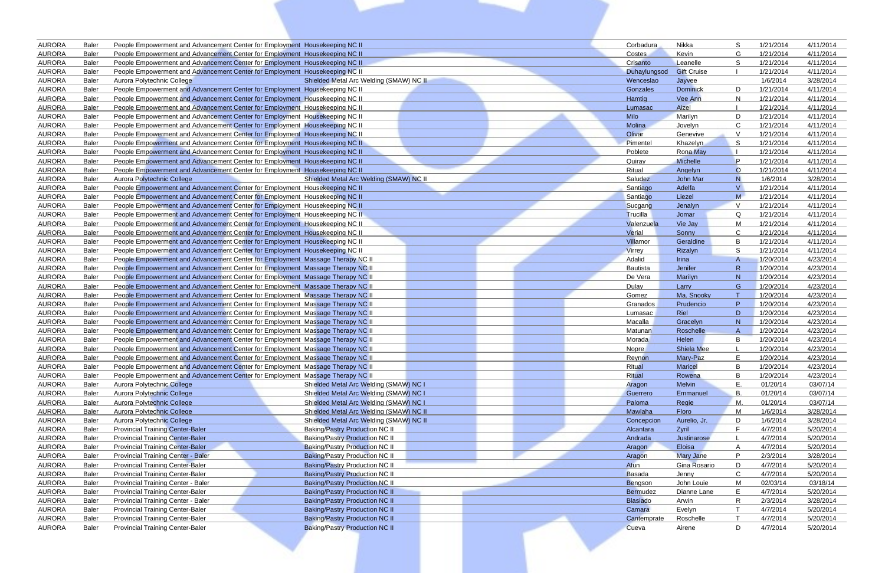| | | | | | | | | |
|---|---|---|---|---|---|---|---|---|
| AURORA | Baler | People Empowerment and Advancement Center for Employment | Housekeeping NC II | Corbadura | Nikka | S | 1/21/2014 | 4/11/2014 |
| AURORA | Baler | People Empowerment and Advancement Center for Employment | Housekeeping NC II | Costes | Kevin | G | 1/21/2014 | 4/11/2014 |
| AURORA | Baler | People Empowerment and Advancement Center for Employment | Housekeeping NC II | Crisanto | Leanelle | S | 1/21/2014 | 4/11/2014 |
| AURORA | Baler | People Empowerment and Advancement Center for Employment | Housekeeping NC II | Duhaylungsod | Gift Cruise | I | 1/21/2014 | 4/11/2014 |
| AURORA | Baler | Aurora Polytechnic College | Shielded Metal Arc Welding (SMAW) NC II | Wenceslao | Jayvee | | 1/6/2014 | 3/28/2014 |
| AURORA | Baler | People Empowerment and Advancement Center for Employment | Housekeeping NC II | Gonzales | Dominick | D | 1/21/2014 | 4/11/2014 |
| AURORA | Baler | People Empowerment and Advancement Center for Employment | Housekeeping NC II | Hamtig | Vee Ann | N | 1/21/2014 | 4/11/2014 |
| AURORA | Baler | People Empowerment and Advancement Center for Employment | Housekeeping NC II | Lumasac | Aizel | I | 1/21/2014 | 4/11/2014 |
| AURORA | Baler | People Empowerment and Advancement Center for Employment | Housekeeping NC II | Milo | Marilyn | D | 1/21/2014 | 4/11/2014 |
| AURORA | Baler | People Empowerment and Advancement Center for Employment | Housekeeping NC II | Molina | Jovelyn | C | 1/21/2014 | 4/11/2014 |
| AURORA | Baler | People Empowerment and Advancement Center for Employment | Housekeeping NC II | Olivar | Genevive | V | 1/21/2014 | 4/11/2014 |
| AURORA | Baler | People Empowerment and Advancement Center for Employment | Housekeeping NC II | Pimentel | Khazelyn | S | 1/21/2014 | 4/11/2014 |
| AURORA | Baler | People Empowerment and Advancement Center for Employment | Housekeeping NC II | Poblete | Rona May | I | 1/21/2014 | 4/11/2014 |
| AURORA | Baler | People Empowerment and Advancement Center for Employment | Housekeeping NC II | Quiray | Michelle | P | 1/21/2014 | 4/11/2014 |
| AURORA | Baler | People Empowerment and Advancement Center for Employment | Housekeeping NC II | Ritual | Angelyn | O | 1/21/2014 | 4/11/2014 |
| AURORA | Baler | Aurora Polytechnic College | Shielded Metal Arc Welding (SMAW) NC II | Saludez | John Mar | N | 1/6/2014 | 3/28/2014 |
| AURORA | Baler | People Empowerment and Advancement Center for Employment | Housekeeping NC II | Santiago | Adelfa | V | 1/21/2014 | 4/11/2014 |
| AURORA | Baler | People Empowerment and Advancement Center for Employment | Housekeeping NC II | Santiago | Liezel | M | 1/21/2014 | 4/11/2014 |
| AURORA | Baler | People Empowerment and Advancement Center for Employment | Housekeeping NC II | Sucgang | Jenalyn | V | 1/21/2014 | 4/11/2014 |
| AURORA | Baler | People Empowerment and Advancement Center for Employment | Housekeeping NC II | Trucilla | Jomar | Q | 1/21/2014 | 4/11/2014 |
| AURORA | Baler | People Empowerment and Advancement Center for Employment | Housekeeping NC II | Valenzuela | Vie Jay | M | 1/21/2014 | 4/11/2014 |
| AURORA | Baler | People Empowerment and Advancement Center for Employment | Housekeeping NC II | Verial | Sonny | C | 1/21/2014 | 4/11/2014 |
| AURORA | Baler | People Empowerment and Advancement Center for Employment | Housekeeping NC II | Villamor | Geraldine | B | 1/21/2014 | 4/11/2014 |
| AURORA | Baler | People Empowerment and Advancement Center for Employment | Housekeeping NC II | Virrey | Rizalyn | S | 1/21/2014 | 4/11/2014 |
| AURORA | Baler | People Empowerment and Advancement Center for Employment | Massage Therapy NC II | Adalid | Irina | A | 1/20/2014 | 4/23/2014 |
| AURORA | Baler | People Empowerment and Advancement Center for Employment | Massage Therapy NC II | Bautista | Jenifer | R | 1/20/2014 | 4/23/2014 |
| AURORA | Baler | People Empowerment and Advancement Center for Employment | Massage Therapy NC II | De Vera | Marilyn | N | 1/20/2014 | 4/23/2014 |
| AURORA | Baler | People Empowerment and Advancement Center for Employment | Massage Therapy NC II | Dulay | Larry | G | 1/20/2014 | 4/23/2014 |
| AURORA | Baler | People Empowerment and Advancement Center for Employment | Massage Therapy NC II | Gomez | Ma. Snooky | T | 1/20/2014 | 4/23/2014 |
| AURORA | Baler | People Empowerment and Advancement Center for Employment | Massage Therapy NC II | Granados | Prudencio | P | 1/20/2014 | 4/23/2014 |
| AURORA | Baler | People Empowerment and Advancement Center for Employment | Massage Therapy NC II | Lumasac | Riel | D | 1/20/2014 | 4/23/2014 |
| AURORA | Baler | People Empowerment and Advancement Center for Employment | Massage Therapy NC II | Macalla | Gracelyn | N | 1/20/2014 | 4/23/2014 |
| AURORA | Baler | People Empowerment and Advancement Center for Employment | Massage Therapy NC II | Matunan | Roschelle | A | 1/20/2014 | 4/23/2014 |
| AURORA | Baler | People Empowerment and Advancement Center for Employment | Massage Therapy NC II | Morada | Helen | B | 1/20/2014 | 4/23/2014 |
| AURORA | Baler | People Empowerment and Advancement Center for Employment | Massage Therapy NC II | Nopre | Shiela Mee | L | 1/20/2014 | 4/23/2014 |
| AURORA | Baler | People Empowerment and Advancement Center for Employment | Massage Therapy NC II | Reynon | Mary-Paz | E | 1/20/2014 | 4/23/2014 |
| AURORA | Baler | People Empowerment and Advancement Center for Employment | Massage Therapy NC II | Ritual | Maricel | B | 1/20/2014 | 4/23/2014 |
| AURORA | Baler | People Empowerment and Advancement Center for Employment | Massage Therapy NC II | Ritual | Rowena | B | 1/20/2014 | 4/23/2014 |
| AURORA | Baler | Aurora Polytechnic College | Shielded Metal Arc Welding (SMAW) NC I | Aragon | Melvin | E. | 01/20/14 | 03/07/14 |
| AURORA | Baler | Aurora Polytechnic College | Shielded Metal Arc Welding (SMAW) NC I | Guerrero | Emmanuel | B. | 01/20/14 | 03/07/14 |
| AURORA | Baler | Aurora Polytechnic College | Shielded Metal Arc Welding (SMAW) NC I | Paloma | Regie | M. | 01/20/14 | 03/07/14 |
| AURORA | Baler | Aurora Polytechnic College | Shielded Metal Arc Welding (SMAW) NC II | Mawlaha | Floro | M | 1/6/2014 | 3/28/2014 |
| AURORA | Baler | Aurora Polytechnic College | Shielded Metal Arc Welding (SMAW) NC II | Concepcion | Aurelio, Jr. | D | 1/6/2014 | 3/28/2014 |
| AURORA | Baler | Provincial Training Center-Baler | Baking/Pastry Production NC II | Alcantara | Zyril | F | 4/7/2014 | 5/20/2014 |
| AURORA | Baler | Provincial Training Center-Baler | Baking/Pastry Production NC II | Andrada | Justinarose | L | 4/7/2014 | 5/20/2014 |
| AURORA | Baler | Provincial Training Center-Baler | Baking/Pastry Production NC II | Aragon | Eloisa | A | 4/7/2014 | 5/20/2014 |
| AURORA | Baler | Provincial Training Center - Baler | Baking/Pastry Production NC II | Aragon | Mary Jane | P | 2/3/2014 | 3/28/2014 |
| AURORA | Baler | Provincial Training Center-Baler | Baking/Pastry Production NC II | Atun | Gina Rosario | D | 4/7/2014 | 5/20/2014 |
| AURORA | Baler | Provincial Training Center-Baler | Baking/Pastry Production NC II | Basada | Jenny | C | 4/7/2014 | 5/20/2014 |
| AURORA | Baler | Provincial Training Center - Baler | Baking/Pastry Production NC II | Bengson | John Louie | M | 02/03/14 | 03/18/14 |
| AURORA | Baler | Provincial Training Center-Baler | Baking/Pastry Production NC II | Bermudez | Dianne Lane | E | 4/7/2014 | 5/20/2014 |
| AURORA | Baler | Provincial Training Center - Baler | Baking/Pastry Production NC II | Blasiado | Arwin | R | 2/3/2014 | 3/28/2014 |
| AURORA | Baler | Provincial Training Center-Baler | Baking/Pastry Production NC II | Camara | Evelyn | T | 4/7/2014 | 5/20/2014 |
| AURORA | Baler | Provincial Training Center-Baler | Baking/Pastry Production NC II | Cantemprate | Roschelle | T | 4/7/2014 | 5/20/2014 |
| AURORA | Baler | Provincial Training Center-Baler | Baking/Pastry Production NC II | Cueva | Airene | D | 4/7/2014 | 5/20/2014 |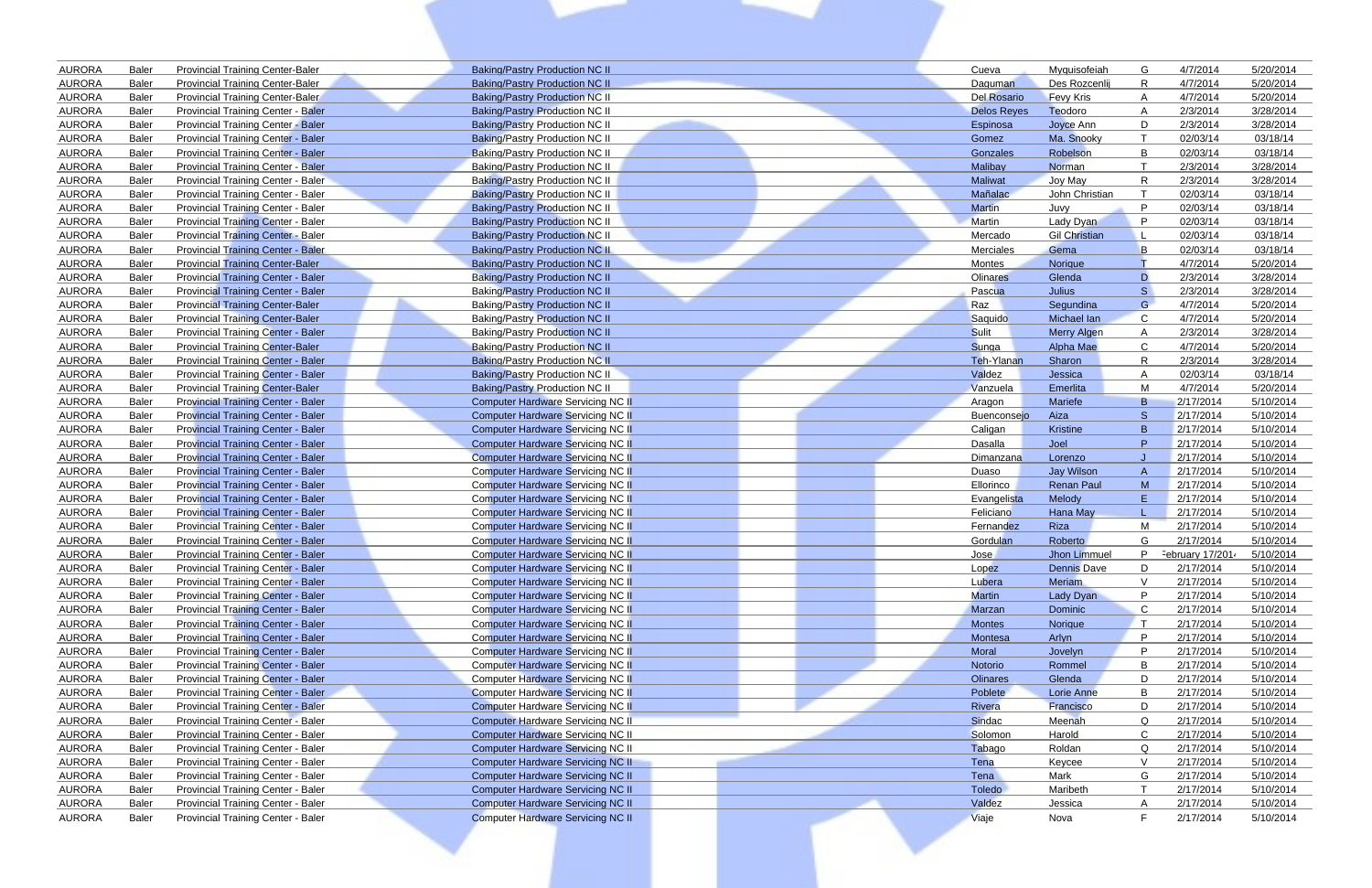| | | | | | | | | |
|---|---|---|---|---|---|---|---|---|
| AURORA | Baler | Provincial Training Center-Baler | Baking/Pastry Production NC II | Cueva | Myquisofeiah | G | 4/7/2014 | 5/20/2014 |
| AURORA | Baler | Provincial Training Center-Baler | Baking/Pastry Production NC II | Daguman | Des Rozcenlij | R | 4/7/2014 | 5/20/2014 |
| AURORA | Baler | Provincial Training Center-Baler | Baking/Pastry Production NC II | Del Rosario | Fevy Kris | A | 4/7/2014 | 5/20/2014 |
| AURORA | Baler | Provincial Training Center - Baler | Baking/Pastry Production NC II | Delos Reyes | Teodoro | A | 2/3/2014 | 3/28/2014 |
| AURORA | Baler | Provincial Training Center - Baler | Baking/Pastry Production NC II | Espinosa | Joyce Ann | D | 2/3/2014 | 3/28/2014 |
| AURORA | Baler | Provincial Training Center - Baler | Baking/Pastry Production NC II | Gomez | Ma. Snooky | T | 02/03/14 | 03/18/14 |
| AURORA | Baler | Provincial Training Center - Baler | Baking/Pastry Production NC II | Gonzales | Robelson | B | 02/03/14 | 03/18/14 |
| AURORA | Baler | Provincial Training Center - Baler | Baking/Pastry Production NC II | Malibay | Norman | T | 2/3/2014 | 3/28/2014 |
| AURORA | Baler | Provincial Training Center - Baler | Baking/Pastry Production NC II | Maliwat | Joy May | R | 2/3/2014 | 3/28/2014 |
| AURORA | Baler | Provincial Training Center - Baler | Baking/Pastry Production NC II | Mañalac | John Christian | T | 02/03/14 | 03/18/14 |
| AURORA | Baler | Provincial Training Center - Baler | Baking/Pastry Production NC II | Martin | Juvy | P | 02/03/14 | 03/18/14 |
| AURORA | Baler | Provincial Training Center - Baler | Baking/Pastry Production NC II | Martin | Lady Dyan | P | 02/03/14 | 03/18/14 |
| AURORA | Baler | Provincial Training Center - Baler | Baking/Pastry Production NC II | Mercado | Gil Christian | L | 02/03/14 | 03/18/14 |
| AURORA | Baler | Provincial Training Center - Baler | Baking/Pastry Production NC II | Merciales | Gema | B | 02/03/14 | 03/18/14 |
| AURORA | Baler | Provincial Training Center-Baler | Baking/Pastry Production NC II | Montes | Norique | T | 4/7/2014 | 5/20/2014 |
| AURORA | Baler | Provincial Training Center - Baler | Baking/Pastry Production NC II | Olinares | Glenda | D | 2/3/2014 | 3/28/2014 |
| AURORA | Baler | Provincial Training Center - Baler | Baking/Pastry Production NC II | Pascua | Julius | S | 2/3/2014 | 3/28/2014 |
| AURORA | Baler | Provincial Training Center-Baler | Baking/Pastry Production NC II | Raz | Segundina | G | 4/7/2014 | 5/20/2014 |
| AURORA | Baler | Provincial Training Center-Baler | Baking/Pastry Production NC II | Saquido | Michael Ian | C | 4/7/2014 | 5/20/2014 |
| AURORA | Baler | Provincial Training Center - Baler | Baking/Pastry Production NC II | Sulit | Merry Algen | A | 2/3/2014 | 3/28/2014 |
| AURORA | Baler | Provincial Training Center-Baler | Baking/Pastry Production NC II | Sunga | Alpha Mae | C | 4/7/2014 | 5/20/2014 |
| AURORA | Baler | Provincial Training Center - Baler | Baking/Pastry Production NC II | Teh-Ylanan | Sharon | R | 2/3/2014 | 3/28/2014 |
| AURORA | Baler | Provincial Training Center - Baler | Baking/Pastry Production NC II | Valdez | Jessica | A | 02/03/14 | 03/18/14 |
| AURORA | Baler | Provincial Training Center-Baler | Baking/Pastry Production NC II | Vanzuela | Emerlita | M | 4/7/2014 | 5/20/2014 |
| AURORA | Baler | Provincial Training Center - Baler | Computer Hardware Servicing NC II | Aragon | Mariefe | B | 2/17/2014 | 5/10/2014 |
| AURORA | Baler | Provincial Training Center - Baler | Computer Hardware Servicing NC II | Buenconsejo | Aiza | S | 2/17/2014 | 5/10/2014 |
| AURORA | Baler | Provincial Training Center - Baler | Computer Hardware Servicing NC II | Caligan | Kristine | B | 2/17/2014 | 5/10/2014 |
| AURORA | Baler | Provincial Training Center - Baler | Computer Hardware Servicing NC II | Dasalla | Joel | P | 2/17/2014 | 5/10/2014 |
| AURORA | Baler | Provincial Training Center - Baler | Computer Hardware Servicing NC II | Dimanzana | Lorenzo | J | 2/17/2014 | 5/10/2014 |
| AURORA | Baler | Provincial Training Center - Baler | Computer Hardware Servicing NC II | Duaso | Jay Wilson | A | 2/17/2014 | 5/10/2014 |
| AURORA | Baler | Provincial Training Center - Baler | Computer Hardware Servicing NC II | Ellorinco | Renan Paul | M | 2/17/2014 | 5/10/2014 |
| AURORA | Baler | Provincial Training Center - Baler | Computer Hardware Servicing NC II | Evangelista | Melody | E | 2/17/2014 | 5/10/2014 |
| AURORA | Baler | Provincial Training Center - Baler | Computer Hardware Servicing NC II | Feliciano | Hana May | L | 2/17/2014 | 5/10/2014 |
| AURORA | Baler | Provincial Training Center - Baler | Computer Hardware Servicing NC II | Fernandez | Riza | M | 2/17/2014 | 5/10/2014 |
| AURORA | Baler | Provincial Training Center - Baler | Computer Hardware Servicing NC II | Gordulan | Roberto | G | 2/17/2014 | 5/10/2014 |
| AURORA | Baler | Provincial Training Center - Baler | Computer Hardware Servicing NC II | Jose | Jhon Limmuel | P | February 17/2014 | 5/10/2014 |
| AURORA | Baler | Provincial Training Center - Baler | Computer Hardware Servicing NC II | Lopez | Dennis Dave | D | 2/17/2014 | 5/10/2014 |
| AURORA | Baler | Provincial Training Center - Baler | Computer Hardware Servicing NC II | Lubera | Meriam | V | 2/17/2014 | 5/10/2014 |
| AURORA | Baler | Provincial Training Center - Baler | Computer Hardware Servicing NC II | Martin | Lady Dyan | P | 2/17/2014 | 5/10/2014 |
| AURORA | Baler | Provincial Training Center - Baler | Computer Hardware Servicing NC II | Marzan | Dominic | C | 2/17/2014 | 5/10/2014 |
| AURORA | Baler | Provincial Training Center - Baler | Computer Hardware Servicing NC II | Montes | Norique | T | 2/17/2014 | 5/10/2014 |
| AURORA | Baler | Provincial Training Center - Baler | Computer Hardware Servicing NC II | Montesa | Arlyn | P | 2/17/2014 | 5/10/2014 |
| AURORA | Baler | Provincial Training Center - Baler | Computer Hardware Servicing NC II | Moral | Jovelyn | P | 2/17/2014 | 5/10/2014 |
| AURORA | Baler | Provincial Training Center - Baler | Computer Hardware Servicing NC II | Notorio | Rommel | B | 2/17/2014 | 5/10/2014 |
| AURORA | Baler | Provincial Training Center - Baler | Computer Hardware Servicing NC II | Olinares | Glenda | D | 2/17/2014 | 5/10/2014 |
| AURORA | Baler | Provincial Training Center - Baler | Computer Hardware Servicing NC II | Poblete | Lorie Anne | B | 2/17/2014 | 5/10/2014 |
| AURORA | Baler | Provincial Training Center - Baler | Computer Hardware Servicing NC II | Rivera | Francisco | D | 2/17/2014 | 5/10/2014 |
| AURORA | Baler | Provincial Training Center - Baler | Computer Hardware Servicing NC II | Sindac | Meenah | Q | 2/17/2014 | 5/10/2014 |
| AURORA | Baler | Provincial Training Center - Baler | Computer Hardware Servicing NC II | Solomon | Harold | C | 2/17/2014 | 5/10/2014 |
| AURORA | Baler | Provincial Training Center - Baler | Computer Hardware Servicing NC II | Tabago | Roldan | Q | 2/17/2014 | 5/10/2014 |
| AURORA | Baler | Provincial Training Center - Baler | Computer Hardware Servicing NC II | Tena | Keycee | V | 2/17/2014 | 5/10/2014 |
| AURORA | Baler | Provincial Training Center - Baler | Computer Hardware Servicing NC II | Tena | Mark | G | 2/17/2014 | 5/10/2014 |
| AURORA | Baler | Provincial Training Center - Baler | Computer Hardware Servicing NC II | Toledo | Maribeth | T | 2/17/2014 | 5/10/2014 |
| AURORA | Baler | Provincial Training Center - Baler | Computer Hardware Servicing NC II | Valdez | Jessica | A | 2/17/2014 | 5/10/2014 |
| AURORA | Baler | Provincial Training Center - Baler | Computer Hardware Servicing NC II | Viaje | Nova | F | 2/17/2014 | 5/10/2014 |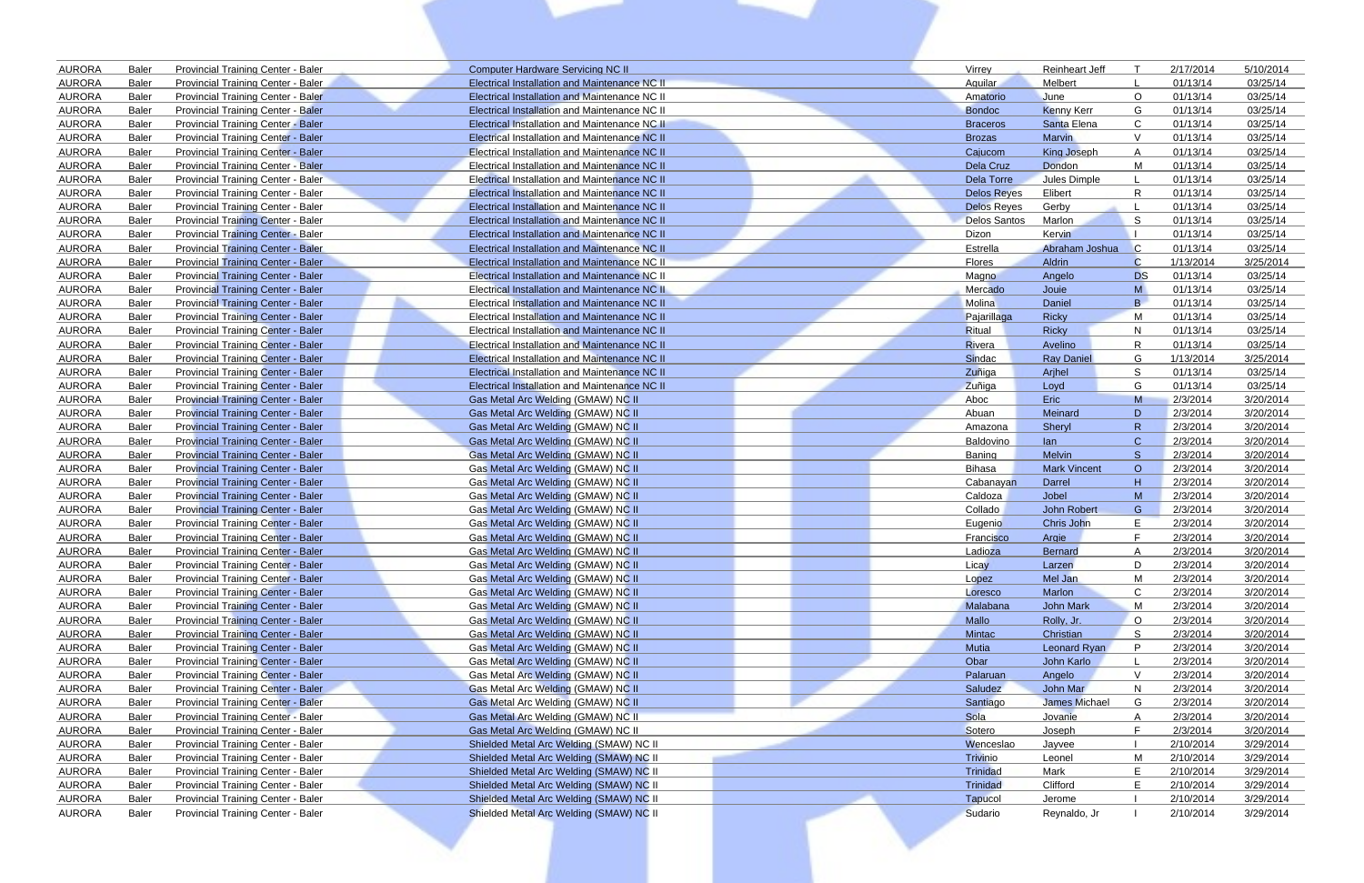| | | | | | | | | |
|---|---|---|---|---|---|---|---|---|
| AURORA | Baler | Provincial Training Center - Baler | Computer Hardware Servicing NC II | Virrey | Reinheart Jeff | T | 2/17/2014 | 5/10/2014 |
| AURORA | Baler | Provincial Training Center - Baler | Electrical Installation and Maintenance NC II | Aguilar | Melbert | L | 01/13/14 | 03/25/14 |
| AURORA | Baler | Provincial Training Center - Baler | Electrical Installation and Maintenance NC II | Amatorio | June | O | 01/13/14 | 03/25/14 |
| AURORA | Baler | Provincial Training Center - Baler | Electrical Installation and Maintenance NC II | Bondoc | Kenny Kerr | G | 01/13/14 | 03/25/14 |
| AURORA | Baler | Provincial Training Center - Baler | Electrical Installation and Maintenance NC II | Braceros | Santa Elena | C | 01/13/14 | 03/25/14 |
| AURORA | Baler | Provincial Training Center - Baler | Electrical Installation and Maintenance NC II | Brozas | Marvin | V | 01/13/14 | 03/25/14 |
| AURORA | Baler | Provincial Training Center - Baler | Electrical Installation and Maintenance NC II | Cajucom | King Joseph | A | 01/13/14 | 03/25/14 |
| AURORA | Baler | Provincial Training Center - Baler | Electrical Installation and Maintenance NC II | Dela Cruz | Dondon | M | 01/13/14 | 03/25/14 |
| AURORA | Baler | Provincial Training Center - Baler | Electrical Installation and Maintenance NC II | Dela Torre | Jules Dimple | L | 01/13/14 | 03/25/14 |
| AURORA | Baler | Provincial Training Center - Baler | Electrical Installation and Maintenance NC II | Delos Reyes | Elibert | R | 01/13/14 | 03/25/14 |
| AURORA | Baler | Provincial Training Center - Baler | Electrical Installation and Maintenance NC II | Delos Reyes | Gerby | L | 01/13/14 | 03/25/14 |
| AURORA | Baler | Provincial Training Center - Baler | Electrical Installation and Maintenance NC II | Delos Santos | Marlon | S | 01/13/14 | 03/25/14 |
| AURORA | Baler | Provincial Training Center - Baler | Electrical Installation and Maintenance NC II | Dizon | Kervin | I | 01/13/14 | 03/25/14 |
| AURORA | Baler | Provincial Training Center - Baler | Electrical Installation and Maintenance NC II | Estrella | Abraham Joshua | C | 01/13/14 | 03/25/14 |
| AURORA | Baler | Provincial Training Center - Baler | Electrical Installation and Maintenance NC II | Flores | Aldrin | C | 1/13/2014 | 3/25/2014 |
| AURORA | Baler | Provincial Training Center - Baler | Electrical Installation and Maintenance NC II | Magno | Angelo | DS | 01/13/14 | 03/25/14 |
| AURORA | Baler | Provincial Training Center - Baler | Electrical Installation and Maintenance NC II | Mercado | Jouie | M | 01/13/14 | 03/25/14 |
| AURORA | Baler | Provincial Training Center - Baler | Electrical Installation and Maintenance NC II | Molina | Daniel | B | 01/13/14 | 03/25/14 |
| AURORA | Baler | Provincial Training Center - Baler | Electrical Installation and Maintenance NC II | Pajarillaga | Ricky | M | 01/13/14 | 03/25/14 |
| AURORA | Baler | Provincial Training Center - Baler | Electrical Installation and Maintenance NC II | Ritual | Ricky | N | 01/13/14 | 03/25/14 |
| AURORA | Baler | Provincial Training Center - Baler | Electrical Installation and Maintenance NC II | Rivera | Avelino | R | 01/13/14 | 03/25/14 |
| AURORA | Baler | Provincial Training Center - Baler | Electrical Installation and Maintenance NC II | Sindac | Ray Daniel | G | 1/13/2014 | 3/25/2014 |
| AURORA | Baler | Provincial Training Center - Baler | Electrical Installation and Maintenance NC II | Zuñiga | Arjhel | S | 01/13/14 | 03/25/14 |
| AURORA | Baler | Provincial Training Center - Baler | Electrical Installation and Maintenance NC II | Zuñiga | Loyd | G | 01/13/14 | 03/25/14 |
| AURORA | Baler | Provincial Training Center - Baler | Gas Metal Arc Welding (GMAW) NC II | Aboc | Eric | M | 2/3/2014 | 3/20/2014 |
| AURORA | Baler | Provincial Training Center - Baler | Gas Metal Arc Welding (GMAW) NC II | Abuan | Meinard | D | 2/3/2014 | 3/20/2014 |
| AURORA | Baler | Provincial Training Center - Baler | Gas Metal Arc Welding (GMAW) NC II | Amazona | Sheryl | R | 2/3/2014 | 3/20/2014 |
| AURORA | Baler | Provincial Training Center - Baler | Gas Metal Arc Welding (GMAW) NC II | Baldovino | Ian | C | 2/3/2014 | 3/20/2014 |
| AURORA | Baler | Provincial Training Center - Baler | Gas Metal Arc Welding (GMAW) NC II | Baning | Melvin | S | 2/3/2014 | 3/20/2014 |
| AURORA | Baler | Provincial Training Center - Baler | Gas Metal Arc Welding (GMAW) NC II | Bihasa | Mark Vincent | O | 2/3/2014 | 3/20/2014 |
| AURORA | Baler | Provincial Training Center - Baler | Gas Metal Arc Welding (GMAW) NC II | Cabanayan | Darrel | H | 2/3/2014 | 3/20/2014 |
| AURORA | Baler | Provincial Training Center - Baler | Gas Metal Arc Welding (GMAW) NC II | Caldoza | Jobel | M | 2/3/2014 | 3/20/2014 |
| AURORA | Baler | Provincial Training Center - Baler | Gas Metal Arc Welding (GMAW) NC II | Collado | John Robert | G | 2/3/2014 | 3/20/2014 |
| AURORA | Baler | Provincial Training Center - Baler | Gas Metal Arc Welding (GMAW) NC II | Eugenio | Chris John | E | 2/3/2014 | 3/20/2014 |
| AURORA | Baler | Provincial Training Center - Baler | Gas Metal Arc Welding (GMAW) NC II | Francisco | Argie | F | 2/3/2014 | 3/20/2014 |
| AURORA | Baler | Provincial Training Center - Baler | Gas Metal Arc Welding (GMAW) NC II | Ladioza | Bernard | A | 2/3/2014 | 3/20/2014 |
| AURORA | Baler | Provincial Training Center - Baler | Gas Metal Arc Welding (GMAW) NC II | Licay | Larzen | D | 2/3/2014 | 3/20/2014 |
| AURORA | Baler | Provincial Training Center - Baler | Gas Metal Arc Welding (GMAW) NC II | Lopez | Mel Jan | M | 2/3/2014 | 3/20/2014 |
| AURORA | Baler | Provincial Training Center - Baler | Gas Metal Arc Welding (GMAW) NC II | Loresco | Marlon | C | 2/3/2014 | 3/20/2014 |
| AURORA | Baler | Provincial Training Center - Baler | Gas Metal Arc Welding (GMAW) NC II | Malabana | John Mark | M | 2/3/2014 | 3/20/2014 |
| AURORA | Baler | Provincial Training Center - Baler | Gas Metal Arc Welding (GMAW) NC II | Mallo | Rolly, Jr. | O | 2/3/2014 | 3/20/2014 |
| AURORA | Baler | Provincial Training Center - Baler | Gas Metal Arc Welding (GMAW) NC II | Mintac | Christian | S | 2/3/2014 | 3/20/2014 |
| AURORA | Baler | Provincial Training Center - Baler | Gas Metal Arc Welding (GMAW) NC II | Mutia | Leonard Ryan | P | 2/3/2014 | 3/20/2014 |
| AURORA | Baler | Provincial Training Center - Baler | Gas Metal Arc Welding (GMAW) NC II | Obar | John Karlo | L | 2/3/2014 | 3/20/2014 |
| AURORA | Baler | Provincial Training Center - Baler | Gas Metal Arc Welding (GMAW) NC II | Palaruan | Angelo | V | 2/3/2014 | 3/20/2014 |
| AURORA | Baler | Provincial Training Center - Baler | Gas Metal Arc Welding (GMAW) NC II | Saludez | John Mar | N | 2/3/2014 | 3/20/2014 |
| AURORA | Baler | Provincial Training Center - Baler | Gas Metal Arc Welding (GMAW) NC II | Santiago | James Michael | G | 2/3/2014 | 3/20/2014 |
| AURORA | Baler | Provincial Training Center - Baler | Gas Metal Arc Welding (GMAW) NC II | Sola | Jovanie | A | 2/3/2014 | 3/20/2014 |
| AURORA | Baler | Provincial Training Center - Baler | Gas Metal Arc Welding (GMAW) NC II | Sotero | Joseph | F | 2/3/2014 | 3/20/2014 |
| AURORA | Baler | Provincial Training Center - Baler | Shielded Metal Arc Welding (SMAW) NC II | Wenceslao | Jayvee | I | 2/10/2014 | 3/29/2014 |
| AURORA | Baler | Provincial Training Center - Baler | Shielded Metal Arc Welding (SMAW) NC II | Trivinio | Leonel | M | 2/10/2014 | 3/29/2014 |
| AURORA | Baler | Provincial Training Center - Baler | Shielded Metal Arc Welding (SMAW) NC II | Trinidad | Mark | E | 2/10/2014 | 3/29/2014 |
| AURORA | Baler | Provincial Training Center - Baler | Shielded Metal Arc Welding (SMAW) NC II | Trinidad | Clifford | E | 2/10/2014 | 3/29/2014 |
| AURORA | Baler | Provincial Training Center - Baler | Shielded Metal Arc Welding (SMAW) NC II | Tapucol | Jerome | I | 2/10/2014 | 3/29/2014 |
| AURORA | Baler | Provincial Training Center - Baler | Shielded Metal Arc Welding (SMAW) NC II | Sudario | Reynaldo, Jr | I | 2/10/2014 | 3/29/2014 |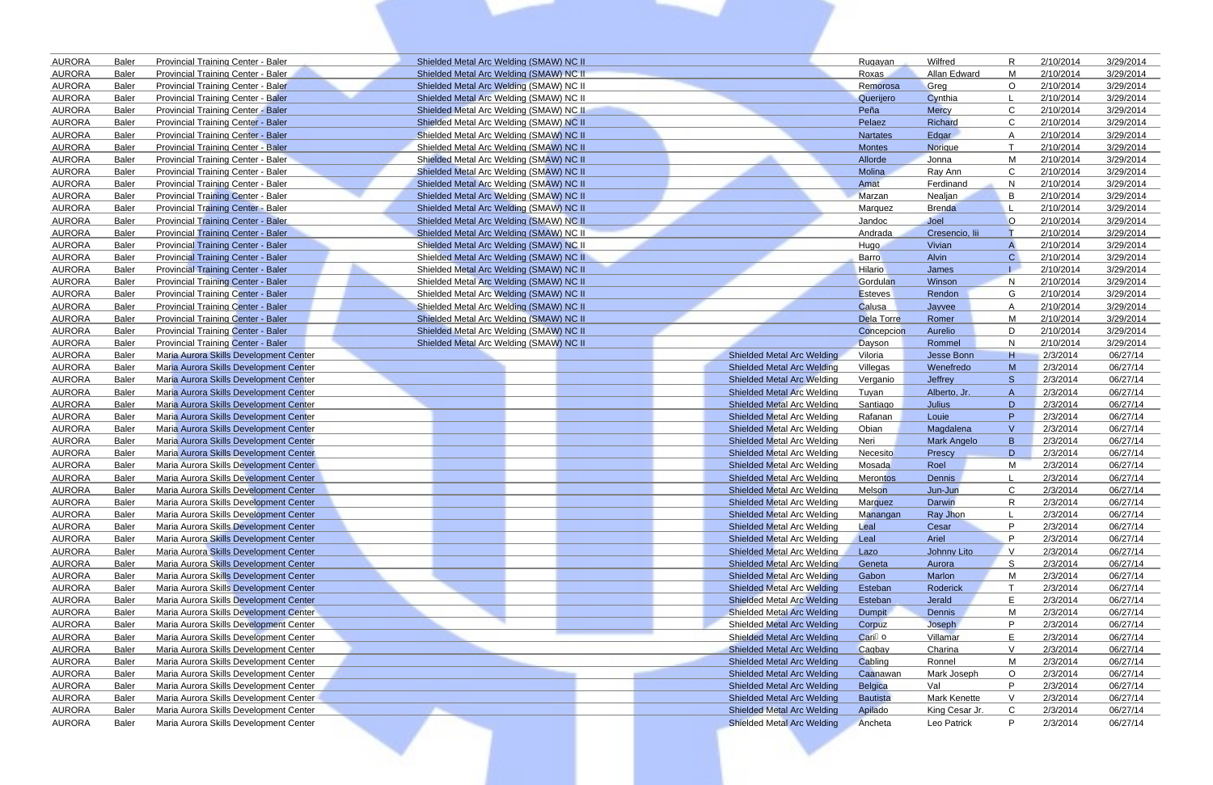| | | | | | | | | | | |
|---|---|---|---|---|---|---|---|---|---|---|
| AURORA | Baler | Provincial Training Center - Baler | Shielded Metal Arc Welding (SMAW) NC II | | Rugayan | Wilfred | R | 2/10/2014 | 3/29/2014 |
| AURORA | Baler | Provincial Training Center - Baler | Shielded Metal Arc Welding (SMAW) NC II | | Roxas | Allan Edward | M | 2/10/2014 | 3/29/2014 |
| AURORA | Baler | Provincial Training Center - Baler | Shielded Metal Arc Welding (SMAW) NC II | | Remorosa | Greg | O | 2/10/2014 | 3/29/2014 |
| AURORA | Baler | Provincial Training Center - Baler | Shielded Metal Arc Welding (SMAW) NC II | | Querijero | Cynthia | L | 2/10/2014 | 3/29/2014 |
| AURORA | Baler | Provincial Training Center - Baler | Shielded Metal Arc Welding (SMAW) NC II | | Peña | Mercy | C | 2/10/2014 | 3/29/2014 |
| AURORA | Baler | Provincial Training Center - Baler | Shielded Metal Arc Welding (SMAW) NC II | | Pelaez | Richard | C | 2/10/2014 | 3/29/2014 |
| AURORA | Baler | Provincial Training Center - Baler | Shielded Metal Arc Welding (SMAW) NC II | | Nartates | Edgar | A | 2/10/2014 | 3/29/2014 |
| AURORA | Baler | Provincial Training Center - Baler | Shielded Metal Arc Welding (SMAW) NC II | | Montes | Norique | T | 2/10/2014 | 3/29/2014 |
| AURORA | Baler | Provincial Training Center - Baler | Shielded Metal Arc Welding (SMAW) NC II | | Allorde | Jonna | M | 2/10/2014 | 3/29/2014 |
| AURORA | Baler | Provincial Training Center - Baler | Shielded Metal Arc Welding (SMAW) NC II | | Molina | Ray Ann | C | 2/10/2014 | 3/29/2014 |
| AURORA | Baler | Provincial Training Center - Baler | Shielded Metal Arc Welding (SMAW) NC II | | Amat | Ferdinand | N | 2/10/2014 | 3/29/2014 |
| AURORA | Baler | Provincial Training Center - Baler | Shielded Metal Arc Welding (SMAW) NC II | | Marzan | Nealjan | B | 2/10/2014 | 3/29/2014 |
| AURORA | Baler | Provincial Training Center - Baler | Shielded Metal Arc Welding (SMAW) NC II | | Marquez | Brenda | L | 2/10/2014 | 3/29/2014 |
| AURORA | Baler | Provincial Training Center - Baler | Shielded Metal Arc Welding (SMAW) NC II | | Jandoc | Joel | O | 2/10/2014 | 3/29/2014 |
| AURORA | Baler | Provincial Training Center - Baler | Shielded Metal Arc Welding (SMAW) NC II | | Andrada | Cresencio, Iii | T | 2/10/2014 | 3/29/2014 |
| AURORA | Baler | Provincial Training Center - Baler | Shielded Metal Arc Welding (SMAW) NC II | | Hugo | Vivian | A | 2/10/2014 | 3/29/2014 |
| AURORA | Baler | Provincial Training Center - Baler | Shielded Metal Arc Welding (SMAW) NC II | | Barro | Alvin | C | 2/10/2014 | 3/29/2014 |
| AURORA | Baler | Provincial Training Center - Baler | Shielded Metal Arc Welding (SMAW) NC II | | Hilario | James | I | 2/10/2014 | 3/29/2014 |
| AURORA | Baler | Provincial Training Center - Baler | Shielded Metal Arc Welding (SMAW) NC II | | Gordulan | Winson | N | 2/10/2014 | 3/29/2014 |
| AURORA | Baler | Provincial Training Center - Baler | Shielded Metal Arc Welding (SMAW) NC II | | Esteves | Rendon | G | 2/10/2014 | 3/29/2014 |
| AURORA | Baler | Provincial Training Center - Baler | Shielded Metal Arc Welding (SMAW) NC II | | Calusa | Jayvee | A | 2/10/2014 | 3/29/2014 |
| AURORA | Baler | Provincial Training Center - Baler | Shielded Metal Arc Welding (SMAW) NC II | | Dela Torre | Romer | M | 2/10/2014 | 3/29/2014 |
| AURORA | Baler | Provincial Training Center - Baler | Shielded Metal Arc Welding (SMAW) NC II | | Concepcion | Aurelio | D | 2/10/2014 | 3/29/2014 |
| AURORA | Baler | Provincial Training Center - Baler | Shielded Metal Arc Welding (SMAW) NC II | | Dayson | Rommel | N | 2/10/2014 | 3/29/2014 |
| AURORA | Baler | Maria Aurora Skills Development Center | | Shielded Metal Arc Welding | Viloria | Jesse Bonn | H | 2/3/2014 | 06/27/14 |
| AURORA | Baler | Maria Aurora Skills Development Center | | Shielded Metal Arc Welding | Villegas | Wenefredo | M | 2/3/2014 | 06/27/14 |
| AURORA | Baler | Maria Aurora Skills Development Center | | Shielded Metal Arc Welding | Verganio | Jeffrey | S | 2/3/2014 | 06/27/14 |
| AURORA | Baler | Maria Aurora Skills Development Center | | Shielded Metal Arc Welding | Tuyan | Alberto, Jr. | A | 2/3/2014 | 06/27/14 |
| AURORA | Baler | Maria Aurora Skills Development Center | | Shielded Metal Arc Welding | Santiago | Julius | D | 2/3/2014 | 06/27/14 |
| AURORA | Baler | Maria Aurora Skills Development Center | | Shielded Metal Arc Welding | Rafanan | Louie | P | 2/3/2014 | 06/27/14 |
| AURORA | Baler | Maria Aurora Skills Development Center | | Shielded Metal Arc Welding | Obian | Magdalena | V | 2/3/2014 | 06/27/14 |
| AURORA | Baler | Maria Aurora Skills Development Center | | Shielded Metal Arc Welding | Neri | Mark Angelo | B | 2/3/2014 | 06/27/14 |
| AURORA | Baler | Maria Aurora Skills Development Center | | Shielded Metal Arc Welding | Necesito | Prescy | D | 2/3/2014 | 06/27/14 |
| AURORA | Baler | Maria Aurora Skills Development Center | | Shielded Metal Arc Welding | Mosada | Roel | M | 2/3/2014 | 06/27/14 |
| AURORA | Baler | Maria Aurora Skills Development Center | | Shielded Metal Arc Welding | Merontos | Dennis | L | 2/3/2014 | 06/27/14 |
| AURORA | Baler | Maria Aurora Skills Development Center | | Shielded Metal Arc Welding | Melson | Jun-Jun | C | 2/3/2014 | 06/27/14 |
| AURORA | Baler | Maria Aurora Skills Development Center | | Shielded Metal Arc Welding | Marquez | Darwin | R | 2/3/2014 | 06/27/14 |
| AURORA | Baler | Maria Aurora Skills Development Center | | Shielded Metal Arc Welding | Manangan | Ray Jhon | L | 2/3/2014 | 06/27/14 |
| AURORA | Baler | Maria Aurora Skills Development Center | | Shielded Metal Arc Welding | Leal | Cesar | P | 2/3/2014 | 06/27/14 |
| AURORA | Baler | Maria Aurora Skills Development Center | | Shielded Metal Arc Welding | Leal | Ariel | P | 2/3/2014 | 06/27/14 |
| AURORA | Baler | Maria Aurora Skills Development Center | | Shielded Metal Arc Welding | Lazo | Johnny Lito | V | 2/3/2014 | 06/27/14 |
| AURORA | Baler | Maria Aurora Skills Development Center | | Shielded Metal Arc Welding | Geneta | Aurora | S | 2/3/2014 | 06/27/14 |
| AURORA | Baler | Maria Aurora Skills Development Center | | Shielded Metal Arc Welding | Gabon | Marlon | M | 2/3/2014 | 06/27/14 |
| AURORA | Baler | Maria Aurora Skills Development Center | | Shielded Metal Arc Welding | Esteban | Roderick | T | 2/3/2014 | 06/27/14 |
| AURORA | Baler | Maria Aurora Skills Development Center | | Shielded Metal Arc Welding | Esteban | Jerald | E | 2/3/2014 | 06/27/14 |
| AURORA | Baler | Maria Aurora Skills Development Center | | Shielded Metal Arc Welding | Dumpit | Dennis | M | 2/3/2014 | 06/27/14 |
| AURORA | Baler | Maria Aurora Skills Development Center | | Shielded Metal Arc Welding | Corpuz | Joseph | P | 2/3/2014 | 06/27/14 |
| AURORA | Baler | Maria Aurora Skills Development Center | | Shielded Metal Arc Welding | Cari o | Villamar | E | 2/3/2014 | 06/27/14 |
| AURORA | Baler | Maria Aurora Skills Development Center | | Shielded Metal Arc Welding | Cagbay | Charina | V | 2/3/2014 | 06/27/14 |
| AURORA | Baler | Maria Aurora Skills Development Center | | Shielded Metal Arc Welding | Cabling | Ronnel | M | 2/3/2014 | 06/27/14 |
| AURORA | Baler | Maria Aurora Skills Development Center | | Shielded Metal Arc Welding | Caanawan | Mark Joseph | O | 2/3/2014 | 06/27/14 |
| AURORA | Baler | Maria Aurora Skills Development Center | | Shielded Metal Arc Welding | Belgica | Val | P | 2/3/2014 | 06/27/14 |
| AURORA | Baler | Maria Aurora Skills Development Center | | Shielded Metal Arc Welding | Bautista | Mark Kenette | V | 2/3/2014 | 06/27/14 |
| AURORA | Baler | Maria Aurora Skills Development Center | | Shielded Metal Arc Welding | Apilado | King Cesar Jr. | C | 2/3/2014 | 06/27/14 |
| AURORA | Baler | Maria Aurora Skills Development Center | | Shielded Metal Arc Welding | Ancheta | Leo Patrick | P | 2/3/2014 | 06/27/14 |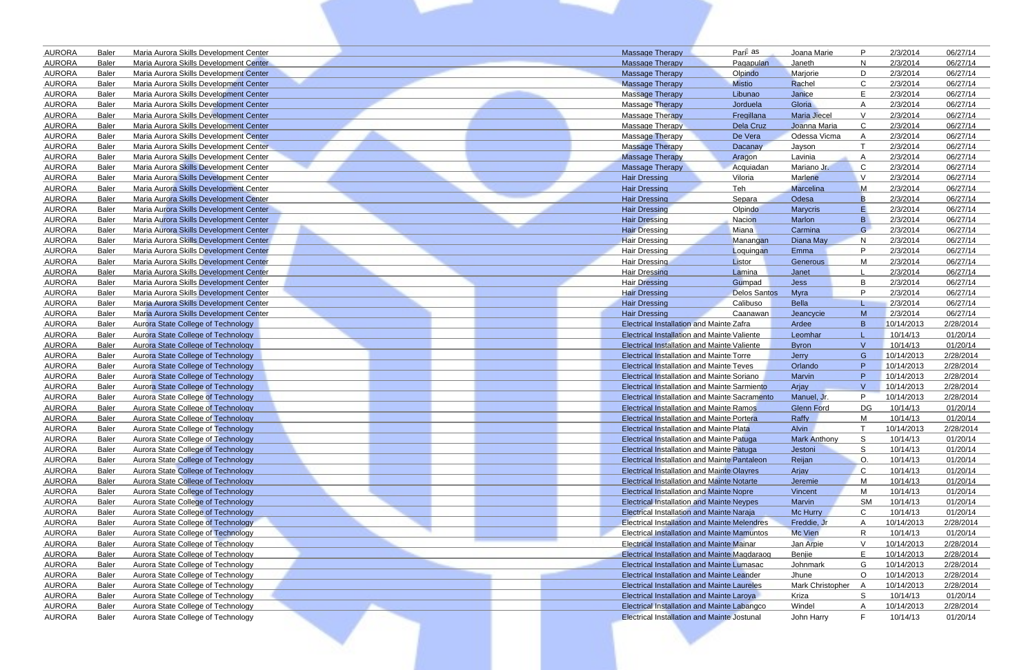| | | | | | | | | |
|---|---|---|---|---|---|---|---|---|
| AURORA | Baler | Maria Aurora Skills Development Center | Massage Therapy | Pari as | Joana Marie | P | 2/3/2014 | 06/27/14 |
| AURORA | Baler | Maria Aurora Skills Development Center | Massage Therapy | Pagapulan | Janeth | N | 2/3/2014 | 06/27/14 |
| AURORA | Baler | Maria Aurora Skills Development Center | Massage Therapy | Olpindo | Marjorie | D | 2/3/2014 | 06/27/14 |
| AURORA | Baler | Maria Aurora Skills Development Center | Massage Therapy | Mistio | Rachel | C | 2/3/2014 | 06/27/14 |
| AURORA | Baler | Maria Aurora Skills Development Center | Massage Therapy | Libunao | Janice | E | 2/3/2014 | 06/27/14 |
| AURORA | Baler | Maria Aurora Skills Development Center | Massage Therapy | Jorduela | Gloria | A | 2/3/2014 | 06/27/14 |
| AURORA | Baler | Maria Aurora Skills Development Center | Massage Therapy | Fregillana | Maria Jiecel | V | 2/3/2014 | 06/27/14 |
| AURORA | Baler | Maria Aurora Skills Development Center | Massage Therapy | Dela Cruz | Joanna Maria | C | 2/3/2014 | 06/27/14 |
| AURORA | Baler | Maria Aurora Skills Development Center | Massage Therapy | De Vera | Odessa Vicma | A | 2/3/2014 | 06/27/14 |
| AURORA | Baler | Maria Aurora Skills Development Center | Massage Therapy | Dacanay | Jayson | T | 2/3/2014 | 06/27/14 |
| AURORA | Baler | Maria Aurora Skills Development Center | Massage Therapy | Aragon | Lavinia | A | 2/3/2014 | 06/27/14 |
| AURORA | Baler | Maria Aurora Skills Development Center | Massage Therapy | Acquiadan | Mariano Jr. | C | 2/3/2014 | 06/27/14 |
| AURORA | Baler | Maria Aurora Skills Development Center | Hair Dressing | Viloria | Marlene | V | 2/3/2014 | 06/27/14 |
| AURORA | Baler | Maria Aurora Skills Development Center | Hair Dressing | Teh | Marcelina | M | 2/3/2014 | 06/27/14 |
| AURORA | Baler | Maria Aurora Skills Development Center | Hair Dressing | Separa | Odesa | B | 2/3/2014 | 06/27/14 |
| AURORA | Baler | Maria Aurora Skills Development Center | Hair Dressing | Olpindo | Marycris | E | 2/3/2014 | 06/27/14 |
| AURORA | Baler | Maria Aurora Skills Development Center | Hair Dressing | Nacion | Marlon | B | 2/3/2014 | 06/27/14 |
| AURORA | Baler | Maria Aurora Skills Development Center | Hair Dressing | Miana | Carmina | G | 2/3/2014 | 06/27/14 |
| AURORA | Baler | Maria Aurora Skills Development Center | Hair Dressing | Manangan | Diana May | N | 2/3/2014 | 06/27/14 |
| AURORA | Baler | Maria Aurora Skills Development Center | Hair Dressing | Loquingan | Emma | P | 2/3/2014 | 06/27/14 |
| AURORA | Baler | Maria Aurora Skills Development Center | Hair Dressing | Listor | Generous | M | 2/3/2014 | 06/27/14 |
| AURORA | Baler | Maria Aurora Skills Development Center | Hair Dressing | Lamina | Janet | L | 2/3/2014 | 06/27/14 |
| AURORA | Baler | Maria Aurora Skills Development Center | Hair Dressing | Gumpad | Jess | B | 2/3/2014 | 06/27/14 |
| AURORA | Baler | Maria Aurora Skills Development Center | Hair Dressing | Delos Santos | Myra | P | 2/3/2014 | 06/27/14 |
| AURORA | Baler | Maria Aurora Skills Development Center | Hair Dressing | Calibuso | Bella | L | 2/3/2014 | 06/27/14 |
| AURORA | Baler | Maria Aurora Skills Development Center | Hair Dressing | Caanawan | Jeancycie | M | 2/3/2014 | 06/27/14 |
| AURORA | Baler | Aurora State College of Technology | Electrical Installation and Mainte | Zafra | Ardee | B | 10/14/2013 | 2/28/2014 |
| AURORA | Baler | Aurora State College of Technology | Electrical Installation and Mainte | Valiente | Leomhar | L | 10/14/13 | 01/20/14 |
| AURORA | Baler | Aurora State College of Technology | Electrical Installation and Mainte | Valiente | Byron | V | 10/14/13 | 01/20/14 |
| AURORA | Baler | Aurora State College of Technology | Electrical Installation and Mainte | Torre | Jerry | G | 10/14/2013 | 2/28/2014 |
| AURORA | Baler | Aurora State College of Technology | Electrical Installation and Mainte | Teves | Orlando | P | 10/14/2013 | 2/28/2014 |
| AURORA | Baler | Aurora State College of Technology | Electrical Installation and Mainte | Soriano | Marvin | P | 10/14/2013 | 2/28/2014 |
| AURORA | Baler | Aurora State College of Technology | Electrical Installation and Mainte | Sarmiento | Arjay | V | 10/14/2013 | 2/28/2014 |
| AURORA | Baler | Aurora State College of Technology | Electrical Installation and Mainte | Sacramento | Manuel, Jr. | P | 10/14/2013 | 2/28/2014 |
| AURORA | Baler | Aurora State College of Technology | Electrical Installation and Mainte | Ramos | Glenn Ford | DG | 10/14/13 | 01/20/14 |
| AURORA | Baler | Aurora State College of Technology | Electrical Installation and Mainte | Portera | Raffy | M | 10/14/13 | 01/20/14 |
| AURORA | Baler | Aurora State College of Technology | Electrical Installation and Mainte | Plata | Alvin | T | 10/14/2013 | 2/28/2014 |
| AURORA | Baler | Aurora State College of Technology | Electrical Installation and Mainte | Patuga | Mark Anthony | S | 10/14/13 | 01/20/14 |
| AURORA | Baler | Aurora State College of Technology | Electrical Installation and Mainte | Patuga | Jestoni | S | 10/14/13 | 01/20/14 |
| AURORA | Baler | Aurora State College of Technology | Electrical Installation and Mainte | Pantaleon | Reijan | O. | 10/14/13 | 01/20/14 |
| AURORA | Baler | Aurora State College of Technology | Electrical Installation and Mainte | Olayres | Arjay | C | 10/14/13 | 01/20/14 |
| AURORA | Baler | Aurora State College of Technology | Electrical Installation and Mainte | Notarte | Jeremie | M | 10/14/13 | 01/20/14 |
| AURORA | Baler | Aurora State College of Technology | Electrical Installation and Mainte | Nopre | Vincent | M | 10/14/13 | 01/20/14 |
| AURORA | Baler | Aurora State College of Technology | Electrical Installation and Mainte | Neypes | Marvin | SM | 10/14/13 | 01/20/14 |
| AURORA | Baler | Aurora State College of Technology | Electrical Installation and Mainte | Naraja | Mc Hurry | C | 10/14/13 | 01/20/14 |
| AURORA | Baler | Aurora State College of Technology | Electrical Installation and Mainte | Melendres | Freddie, Jr | A | 10/14/2013 | 2/28/2014 |
| AURORA | Baler | Aurora State College of Technology | Electrical Installation and Mainte | Mamuntos | Mc Vien | R | 10/14/13 | 01/20/14 |
| AURORA | Baler | Aurora State College of Technology | Electrical Installation and Mainte | Mainar | Jan Arpie | V | 10/14/2013 | 2/28/2014 |
| AURORA | Baler | Aurora State College of Technology | Electrical Installation and Mainte | Magdaraog | Benjie | E | 10/14/2013 | 2/28/2014 |
| AURORA | Baler | Aurora State College of Technology | Electrical Installation and Mainte | Lumasac | Johnmark | G | 10/14/2013 | 2/28/2014 |
| AURORA | Baler | Aurora State College of Technology | Electrical Installation and Mainte | Leander | Jhune | O | 10/14/2013 | 2/28/2014 |
| AURORA | Baler | Aurora State College of Technology | Electrical Installation and Mainte | Laureles | Mark Christopher | A | 10/14/2013 | 2/28/2014 |
| AURORA | Baler | Aurora State College of Technology | Electrical Installation and Mainte | Laroya | Kriza | S | 10/14/13 | 01/20/14 |
| AURORA | Baler | Aurora State College of Technology | Electrical Installation and Mainte | Labangco | Windel | A | 10/14/2013 | 2/28/2014 |
| AURORA | Baler | Aurora State College of Technology | Electrical Installation and Mainte | Jostunal | John Harry | F | 10/14/13 | 01/20/14 |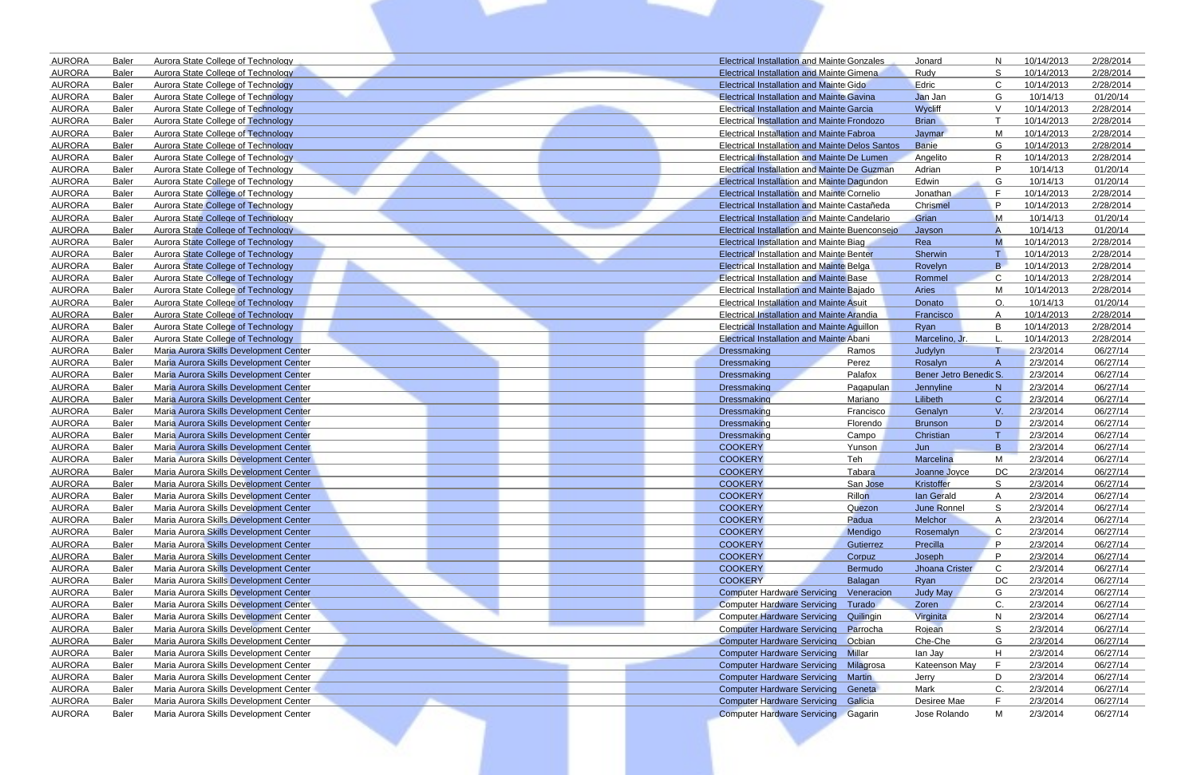| | | | | | | | | |
|---|---|---|---|---|---|---|---|---|
| AURORA | Baler | Aurora State College of Technology | Electrical Installation and Mainte | Gonzales | Jonard | N | 10/14/2013 | 2/28/2014 |
| AURORA | Baler | Aurora State College of Technology | Electrical Installation and Mainte | Gimena | Rudy | S | 10/14/2013 | 2/28/2014 |
| AURORA | Baler | Aurora State College of Technology | Electrical Installation and Mainte | Gido | Edric | C | 10/14/2013 | 2/28/2014 |
| AURORA | Baler | Aurora State College of Technology | Electrical Installation and Mainte | Gavina | Jan Jan | G | 10/14/13 | 01/20/14 |
| AURORA | Baler | Aurora State College of Technology | Electrical Installation and Mainte | Garcia | Wycliff | V | 10/14/2013 | 2/28/2014 |
| AURORA | Baler | Aurora State College of Technology | Electrical Installation and Mainte | Frondozo | Brian | T | 10/14/2013 | 2/28/2014 |
| AURORA | Baler | Aurora State College of Technology | Electrical Installation and Mainte | Fabroa | Jaymar | M | 10/14/2013 | 2/28/2014 |
| AURORA | Baler | Aurora State College of Technology | Electrical Installation and Mainte | Delos Santos | Banie | G | 10/14/2013 | 2/28/2014 |
| AURORA | Baler | Aurora State College of Technology | Electrical Installation and Mainte | De Lumen | Angelito | R | 10/14/2013 | 2/28/2014 |
| AURORA | Baler | Aurora State College of Technology | Electrical Installation and Mainte | De Guzman | Adrian | P | 10/14/13 | 01/20/14 |
| AURORA | Baler | Aurora State College of Technology | Electrical Installation and Mainte | Dagundon | Edwin | G | 10/14/13 | 01/20/14 |
| AURORA | Baler | Aurora State College of Technology | Electrical Installation and Mainte | Cornelio | Jonathan | F | 10/14/2013 | 2/28/2014 |
| AURORA | Baler | Aurora State College of Technology | Electrical Installation and Mainte | Castañeda | Chrismel | P | 10/14/2013 | 2/28/2014 |
| AURORA | Baler | Aurora State College of Technology | Electrical Installation and Mainte | Candelario | Grian | M | 10/14/13 | 01/20/14 |
| AURORA | Baler | Aurora State College of Technology | Electrical Installation and Mainte | Buenconsejo | Jayson | A | 10/14/13 | 01/20/14 |
| AURORA | Baler | Aurora State College of Technology | Electrical Installation and Mainte | Biag | Rea | M | 10/14/2013 | 2/28/2014 |
| AURORA | Baler | Aurora State College of Technology | Electrical Installation and Mainte | Benter | Sherwin | T | 10/14/2013 | 2/28/2014 |
| AURORA | Baler | Aurora State College of Technology | Electrical Installation and Mainte | Belga | Rovelyn | B | 10/14/2013 | 2/28/2014 |
| AURORA | Baler | Aurora State College of Technology | Electrical Installation and Mainte | Base | Rommel | C | 10/14/2013 | 2/28/2014 |
| AURORA | Baler | Aurora State College of Technology | Electrical Installation and Mainte | Bajado | Aries | M | 10/14/2013 | 2/28/2014 |
| AURORA | Baler | Aurora State College of Technology | Electrical Installation and Mainte | Asuit | Donato | O. | 10/14/13 | 01/20/14 |
| AURORA | Baler | Aurora State College of Technology | Electrical Installation and Mainte | Arandia | Francisco | A | 10/14/2013 | 2/28/2014 |
| AURORA | Baler | Aurora State College of Technology | Electrical Installation and Mainte | Aguillon | Ryan | B | 10/14/2013 | 2/28/2014 |
| AURORA | Baler | Aurora State College of Technology | Electrical Installation and Mainte | Abani | Marcelino, Jr. | L. | 10/14/2013 | 2/28/2014 |
| AURORA | Baler | Maria Aurora Skills Development Center | Dressmaking | Ramos | Judylyn | T | 2/3/2014 | 06/27/14 |
| AURORA | Baler | Maria Aurora Skills Development Center | Dressmaking | Perez | Rosalyn | A | 2/3/2014 | 06/27/14 |
| AURORA | Baler | Maria Aurora Skills Development Center | Dressmaking | Palafox | Bener Jetro Benedic | S. | 2/3/2014 | 06/27/14 |
| AURORA | Baler | Maria Aurora Skills Development Center | Dressmaking | Pagapulan | Jennyline | N | 2/3/2014 | 06/27/14 |
| AURORA | Baler | Maria Aurora Skills Development Center | Dressmaking | Mariano | Lilibeth | C | 2/3/2014 | 06/27/14 |
| AURORA | Baler | Maria Aurora Skills Development Center | Dressmaking | Francisco | Genalyn | V. | 2/3/2014 | 06/27/14 |
| AURORA | Baler | Maria Aurora Skills Development Center | Dressmaking | Florendo | Brunson | D | 2/3/2014 | 06/27/14 |
| AURORA | Baler | Maria Aurora Skills Development Center | Dressmaking | Campo | Christian | T | 2/3/2014 | 06/27/14 |
| AURORA | Baler | Maria Aurora Skills Development Center | COOKERY | Yunson | Jun | B | 2/3/2014 | 06/27/14 |
| AURORA | Baler | Maria Aurora Skills Development Center | COOKERY | Teh | Marcelina | M | 2/3/2014 | 06/27/14 |
| AURORA | Baler | Maria Aurora Skills Development Center | COOKERY | Tabara | Joanne Joyce | DC | 2/3/2014 | 06/27/14 |
| AURORA | Baler | Maria Aurora Skills Development Center | COOKERY | San Jose | Kristoffer | S | 2/3/2014 | 06/27/14 |
| AURORA | Baler | Maria Aurora Skills Development Center | COOKERY | Rillon | Ian Gerald | A | 2/3/2014 | 06/27/14 |
| AURORA | Baler | Maria Aurora Skills Development Center | COOKERY | Quezon | June Ronnel | S | 2/3/2014 | 06/27/14 |
| AURORA | Baler | Maria Aurora Skills Development Center | COOKERY | Padua | Melchor | A | 2/3/2014 | 06/27/14 |
| AURORA | Baler | Maria Aurora Skills Development Center | COOKERY | Mendigo | Rosemalyn | C | 2/3/2014 | 06/27/14 |
| AURORA | Baler | Maria Aurora Skills Development Center | COOKERY | Gutierrez | Precilla | P | 2/3/2014 | 06/27/14 |
| AURORA | Baler | Maria Aurora Skills Development Center | COOKERY | Corpuz | Joseph | P | 2/3/2014 | 06/27/14 |
| AURORA | Baler | Maria Aurora Skills Development Center | COOKERY | Bermudo | Jhoana Crister | C | 2/3/2014 | 06/27/14 |
| AURORA | Baler | Maria Aurora Skills Development Center | COOKERY | Balagan | Ryan | DC | 2/3/2014 | 06/27/14 |
| AURORA | Baler | Maria Aurora Skills Development Center | Computer Hardware Servicing | Veneracion | Judy May | G | 2/3/2014 | 06/27/14 |
| AURORA | Baler | Maria Aurora Skills Development Center | Computer Hardware Servicing | Turado | Zoren | C. | 2/3/2014 | 06/27/14 |
| AURORA | Baler | Maria Aurora Skills Development Center | Computer Hardware Servicing | Quilingin | Virginita | N | 2/3/2014 | 06/27/14 |
| AURORA | Baler | Maria Aurora Skills Development Center | Computer Hardware Servicing | Parrocha | Rojean | S | 2/3/2014 | 06/27/14 |
| AURORA | Baler | Maria Aurora Skills Development Center | Computer Hardware Servicing | Ocbian | Che-Che | G | 2/3/2014 | 06/27/14 |
| AURORA | Baler | Maria Aurora Skills Development Center | Computer Hardware Servicing | Millar | Ian Jay | H | 2/3/2014 | 06/27/14 |
| AURORA | Baler | Maria Aurora Skills Development Center | Computer Hardware Servicing | Milagrosa | Kateenson May | F | 2/3/2014 | 06/27/14 |
| AURORA | Baler | Maria Aurora Skills Development Center | Computer Hardware Servicing | Martin | Jerry | D | 2/3/2014 | 06/27/14 |
| AURORA | Baler | Maria Aurora Skills Development Center | Computer Hardware Servicing | Geneta | Mark | C. | 2/3/2014 | 06/27/14 |
| AURORA | Baler | Maria Aurora Skills Development Center | Computer Hardware Servicing | Galicia | Desiree Mae | F | 2/3/2014 | 06/27/14 |
| AURORA | Baler | Maria Aurora Skills Development Center | Computer Hardware Servicing | Gagarin | Jose Rolando | M | 2/3/2014 | 06/27/14 |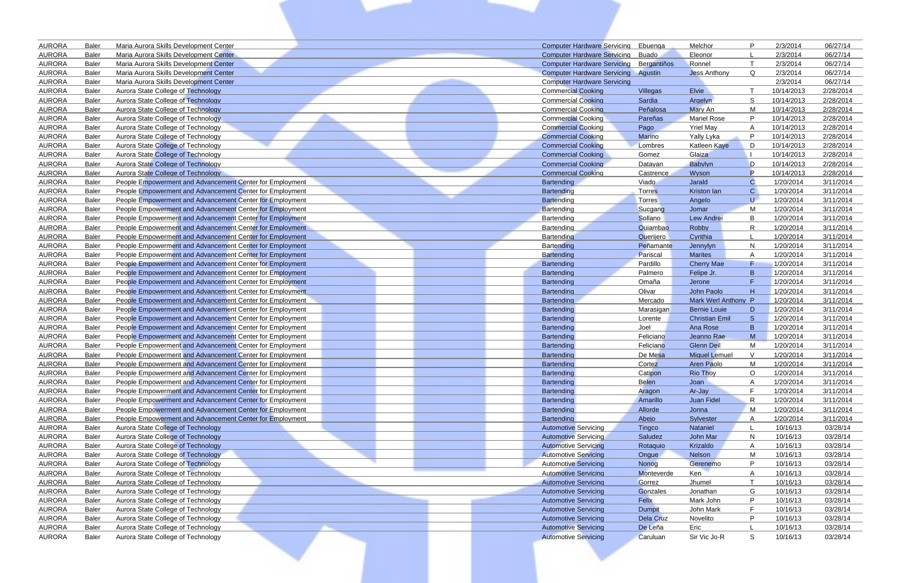| | | | | | | | | |
|---|---|---|---|---|---|---|---|---|
| AURORA | Baler | Maria Aurora Skills Development Center | Computer Hardware Servicing | Ebuenga | Melchor | P | 2/3/2014 | 06/27/14 |
| AURORA | Baler | Maria Aurora Skills Development Center | Computer Hardware Servicing | Buado | Eleonor | L | 2/3/2014 | 06/27/14 |
| AURORA | Baler | Maria Aurora Skills Development Center | Computer Hardware Servicing | Bergantiños | Ronnel | T | 2/3/2014 | 06/27/14 |
| AURORA | Baler | Maria Aurora Skills Development Center | Computer Hardware Servicing | Agustin | Jess Anthony | Q | 2/3/2014 | 06/27/14 |
| AURORA | Baler | Maria Aurora Skills Development Center | Computer Hardware Servicing | | | | 2/3/2014 | 06/27/14 |
| AURORA | Baler | Aurora State College of Technology | Commercial Cooking | Villegas | Elvie | T | 10/14/2013 | 2/28/2014 |
| AURORA | Baler | Aurora State College of Technology | Commercial Cooking | Sardia | Argelyn | S | 10/14/2013 | 2/28/2014 |
| AURORA | Baler | Aurora State College of Technology | Commercial Cooking | Peñalosa | Mary An | M | 10/14/2013 | 2/28/2014 |
| AURORA | Baler | Aurora State College of Technology | Commercial Cooking | Pareñas | Mariel Rose | P | 10/14/2013 | 2/28/2014 |
| AURORA | Baler | Aurora State College of Technology | Commercial Cooking | Pago | Yriel May | A | 10/14/2013 | 2/28/2014 |
| AURORA | Baler | Aurora State College of Technology | Commercial Cooking | Marino | Yally Lyka | P | 10/14/2013 | 2/28/2014 |
| AURORA | Baler | Aurora State College of Technology | Commercial Cooking | Lombres | Katleen Kaye | D | 10/14/2013 | 2/28/2014 |
| AURORA | Baler | Aurora State College of Technology | Commercial Cooking | Gomez | Glaiza | I | 10/14/2013 | 2/28/2014 |
| AURORA | Baler | Aurora State College of Technology | Commercial Cooking | Datayan | Babylyn | D | 10/14/2013 | 2/28/2014 |
| AURORA | Baler | Aurora State College of Technology | Commercial Cooking | Castrence | Wyson | P | 10/14/2013 | 2/28/2014 |
| AURORA | Baler | People Empowerment and Advancement Center for Employment | Bartending | Viado | Jarald | C | 1/20/2014 | 3/11/2014 |
| AURORA | Baler | People Empowerment and Advancement Center for Employment | Bartending | Torres | Kriston Ian | C | 1/20/2014 | 3/11/2014 |
| AURORA | Baler | People Empowerment and Advancement Center for Employment | Bartending | Torres | Angelo | U | 1/20/2014 | 3/11/2014 |
| AURORA | Baler | People Empowerment and Advancement Center for Employment | Bartending | Sucgang | Jomar | M | 1/20/2014 | 3/11/2014 |
| AURORA | Baler | People Empowerment and Advancement Center for Employment | Bartending | Sollano | Lew Andrei | B | 1/20/2014 | 3/11/2014 |
| AURORA | Baler | People Empowerment and Advancement Center for Employment | Bartending | Quiambao | Robby | R | 1/20/2014 | 3/11/2014 |
| AURORA | Baler | People Empowerment and Advancement Center for Employment | Bartending | Querijero | Cynthia | L | 1/20/2014 | 3/11/2014 |
| AURORA | Baler | People Empowerment and Advancement Center for Employment | Bartending | Peñamante | Jennylyn | N | 1/20/2014 | 3/11/2014 |
| AURORA | Baler | People Empowerment and Advancement Center for Employment | Bartending | Pariscal | Marites | A | 1/20/2014 | 3/11/2014 |
| AURORA | Baler | People Empowerment and Advancement Center for Employment | Bartending | Pardillo | Cherry Mae | F | 1/20/2014 | 3/11/2014 |
| AURORA | Baler | People Empowerment and Advancement Center for Employment | Bartending | Palmero | Felipe Jr. | B | 1/20/2014 | 3/11/2014 |
| AURORA | Baler | People Empowerment and Advancement Center for Employment | Bartending | Omaña | Jerone | F | 1/20/2014 | 3/11/2014 |
| AURORA | Baler | People Empowerment and Advancement Center for Employment | Bartending | Olivar | John Paolo | H | 1/20/2014 | 3/11/2014 |
| AURORA | Baler | People Empowerment and Advancement Center for Employment | Bartending | Mercado | Mark Werl Anthony | P | 1/20/2014 | 3/11/2014 |
| AURORA | Baler | People Empowerment and Advancement Center for Employment | Bartending | Marasigan | Bernie Louie | D | 1/20/2014 | 3/11/2014 |
| AURORA | Baler | People Empowerment and Advancement Center for Employment | Bartending | Lorente | Christian Emil | S | 1/20/2014 | 3/11/2014 |
| AURORA | Baler | People Empowerment and Advancement Center for Employment | Bartending | Joel | Ana Rose | B | 1/20/2014 | 3/11/2014 |
| AURORA | Baler | People Empowerment and Advancement Center for Employment | Bartending | Feliciano | Jeanno Rae | M | 1/20/2014 | 3/11/2014 |
| AURORA | Baler | People Empowerment and Advancement Center for Employment | Bartending | Feliciano | Glenn Deil | M | 1/20/2014 | 3/11/2014 |
| AURORA | Baler | People Empowerment and Advancement Center for Employment | Bartending | De Mesa | Miguel Lemuel | V | 1/20/2014 | 3/11/2014 |
| AURORA | Baler | People Empowerment and Advancement Center for Employment | Bartending | Cortez | Aren Paolo | M | 1/20/2014 | 3/11/2014 |
| AURORA | Baler | People Empowerment and Advancement Center for Employment | Bartending | Catipon | Rio Thoy | O | 1/20/2014 | 3/11/2014 |
| AURORA | Baler | People Empowerment and Advancement Center for Employment | Bartending | Belen | Joan | A | 1/20/2014 | 3/11/2014 |
| AURORA | Baler | People Empowerment and Advancement Center for Employment | Bartending | Aragon | Ar-Jay | F | 1/20/2014 | 3/11/2014 |
| AURORA | Baler | People Empowerment and Advancement Center for Employment | Bartending | Amarillo | Juan Fidel | R | 1/20/2014 | 3/11/2014 |
| AURORA | Baler | People Empowerment and Advancement Center for Employment | Bartending | Allorde | Jonna | M | 1/20/2014 | 3/11/2014 |
| AURORA | Baler | People Empowerment and Advancement Center for Employment | Bartending | Abejo | Sylvester | A | 1/20/2014 | 3/11/2014 |
| AURORA | Baler | Aurora State College of Technology | Automotive Servicing | Tingco | Nataniel | L | 10/16/13 | 03/28/14 |
| AURORA | Baler | Aurora State College of Technology | Automotive Servicing | Saludez | John Mar | N | 10/16/13 | 03/28/14 |
| AURORA | Baler | Aurora State College of Technology | Automotive Servicing | Rotaquio | Krizaldo | A | 10/16/13 | 03/28/14 |
| AURORA | Baler | Aurora State College of Technology | Automotive Servicing | Ongue | Nelson | M | 10/16/13 | 03/28/14 |
| AURORA | Baler | Aurora State College of Technology | Automotive Servicing | Nonog | Gerenemo | P | 10/16/13 | 03/28/14 |
| AURORA | Baler | Aurora State College of Technology | Automotive Servicing | Monteverde | Ken | A | 10/16/13 | 03/28/14 |
| AURORA | Baler | Aurora State College of Technology | Automotive Servicing | Gorrez | Jhumel | T | 10/16/13 | 03/28/14 |
| AURORA | Baler | Aurora State College of Technology | Automotive Servicing | Gonzales | Jonathan | G | 10/16/13 | 03/28/14 |
| AURORA | Baler | Aurora State College of Technology | Automotive Servicing | Felix | Mark John | P | 10/16/13 | 03/28/14 |
| AURORA | Baler | Aurora State College of Technology | Automotive Servicing | Dumpit | John Mark | F | 10/16/13 | 03/28/14 |
| AURORA | Baler | Aurora State College of Technology | Automotive Servicing | Dela Cruz | Novelito | P | 10/16/13 | 03/28/14 |
| AURORA | Baler | Aurora State College of Technology | Automotive Servicing | De Leña | Eric | L | 10/16/13 | 03/28/14 |
| AURORA | Baler | Aurora State College of Technology | Automotive Servicing | Caruluan | Sir Vic Jo-R | S | 10/16/13 | 03/28/14 |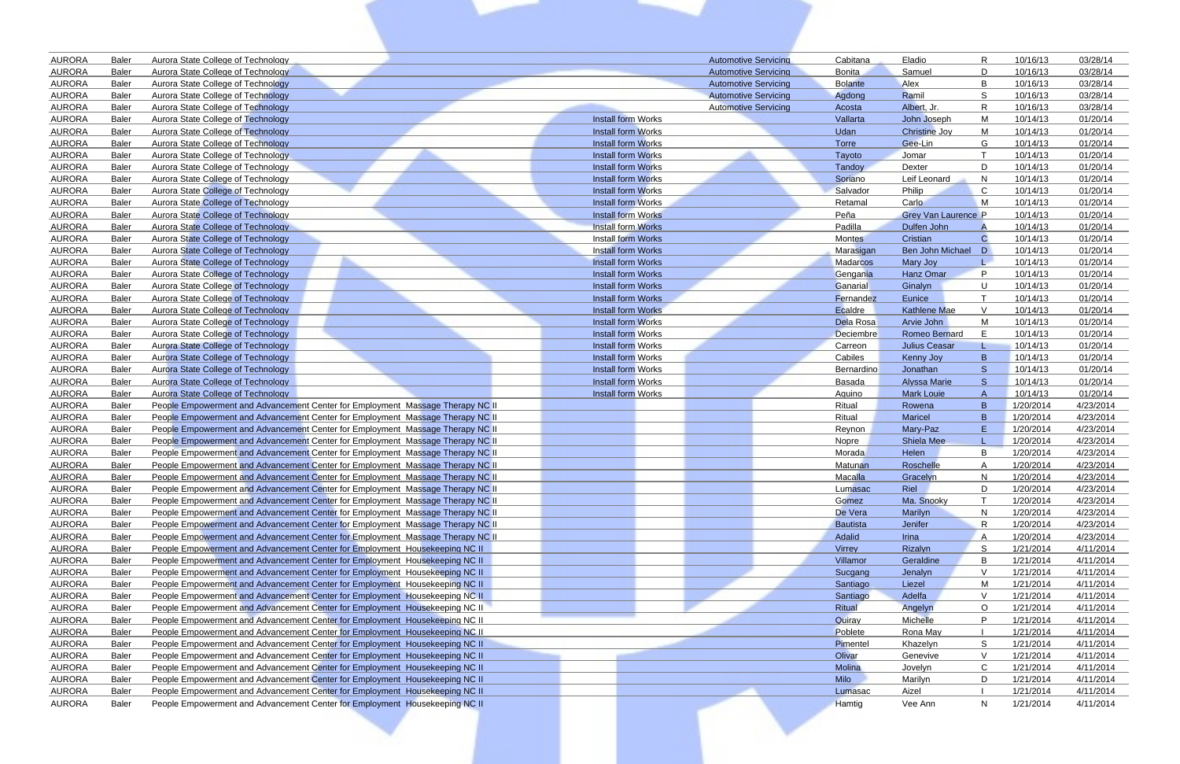| | | | | | | | | | |
|---|---|---|---|---|---|---|---|---|---|
| AURORA | Baler | Aurora State College of Technology | | Automotive Servicing | Cabitana | Eladio | R | 10/16/13 | 03/28/14 |
| AURORA | Baler | Aurora State College of Technology | | Automotive Servicing | Bonita | Samuel | D | 10/16/13 | 03/28/14 |
| AURORA | Baler | Aurora State College of Technology | | Automotive Servicing | Bolante | Alex | B | 10/16/13 | 03/28/14 |
| AURORA | Baler | Aurora State College of Technology | | Automotive Servicing | Agdong | Ramil | S | 10/16/13 | 03/28/14 |
| AURORA | Baler | Aurora State College of Technology | | Automotive Servicing | Acosta | Albert, Jr. | R | 10/16/13 | 03/28/14 |
| AURORA | Baler | Aurora State College of Technology | Install form Works | | Vallarta | John Joseph | M | 10/14/13 | 01/20/14 |
| AURORA | Baler | Aurora State College of Technology | Install form Works | | Udan | Christine Joy | M | 10/14/13 | 01/20/14 |
| AURORA | Baler | Aurora State College of Technology | Install form Works | | Torre | Gee-Lin | G | 10/14/13 | 01/20/14 |
| AURORA | Baler | Aurora State College of Technology | Install form Works | | Tayoto | Jomar | T | 10/14/13 | 01/20/14 |
| AURORA | Baler | Aurora State College of Technology | Install form Works | | Tandoy | Dexter | D | 10/14/13 | 01/20/14 |
| AURORA | Baler | Aurora State College of Technology | Install form Works | | Soriano | Leif Leonard | N | 10/14/13 | 01/20/14 |
| AURORA | Baler | Aurora State College of Technology | Install form Works | | Salvador | Philip | C | 10/14/13 | 01/20/14 |
| AURORA | Baler | Aurora State College of Technology | Install form Works | | Retamal | Carlo | M | 10/14/13 | 01/20/14 |
| AURORA | Baler | Aurora State College of Technology | Install form Works | | Peña | Grey Van Laurence | P | 10/14/13 | 01/20/14 |
| AURORA | Baler | Aurora State College of Technology | Install form Works | | Padilla | Dulfen John | A | 10/14/13 | 01/20/14 |
| AURORA | Baler | Aurora State College of Technology | Install form Works | | Montes | Cristian | C | 10/14/13 | 01/20/14 |
| AURORA | Baler | Aurora State College of Technology | Install form Works | | Marasigan | Ben John Michael | D | 10/14/13 | 01/20/14 |
| AURORA | Baler | Aurora State College of Technology | Install form Works | | Madarcos | Mary Joy | L | 10/14/13 | 01/20/14 |
| AURORA | Baler | Aurora State College of Technology | Install form Works | | Gengania | Hanz Omar | P | 10/14/13 | 01/20/14 |
| AURORA | Baler | Aurora State College of Technology | Install form Works | | Ganarial | Ginalyn | U | 10/14/13 | 01/20/14 |
| AURORA | Baler | Aurora State College of Technology | Install form Works | | Fernandez | Eunice | T | 10/14/13 | 01/20/14 |
| AURORA | Baler | Aurora State College of Technology | Install form Works | | Ecaldre | Kathlene Mae | V | 10/14/13 | 01/20/14 |
| AURORA | Baler | Aurora State College of Technology | Install form Works | | Dela Rosa | Arvie John | M | 10/14/13 | 01/20/14 |
| AURORA | Baler | Aurora State College of Technology | Install form Works | | Deciembre | Romeo Bernard | E | 10/14/13 | 01/20/14 |
| AURORA | Baler | Aurora State College of Technology | Install form Works | | Carreon | Julius Ceasar | L | 10/14/13 | 01/20/14 |
| AURORA | Baler | Aurora State College of Technology | Install form Works | | Cabiles | Kenny Joy | B | 10/14/13 | 01/20/14 |
| AURORA | Baler | Aurora State College of Technology | Install form Works | | Bernardino | Jonathan | S | 10/14/13 | 01/20/14 |
| AURORA | Baler | Aurora State College of Technology | Install form Works | | Basada | Alyssa Marie | S | 10/14/13 | 01/20/14 |
| AURORA | Baler | Aurora State College of Technology | Install form Works | | Aquino | Mark Louie | A | 10/14/13 | 01/20/14 |
| AURORA | Baler | People Empowerment and Advancement Center for Employment Massage Therapy NC II | | | Ritual | Rowena | B | 1/20/2014 | 4/23/2014 |
| AURORA | Baler | People Empowerment and Advancement Center for Employment Massage Therapy NC II | | | Ritual | Maricel | B | 1/20/2014 | 4/23/2014 |
| AURORA | Baler | People Empowerment and Advancement Center for Employment Massage Therapy NC II | | | Reynon | Mary-Paz | E | 1/20/2014 | 4/23/2014 |
| AURORA | Baler | People Empowerment and Advancement Center for Employment Massage Therapy NC II | | | Nopre | Shiela Mee | L | 1/20/2014 | 4/23/2014 |
| AURORA | Baler | People Empowerment and Advancement Center for Employment Massage Therapy NC II | | | Morada | Helen | B | 1/20/2014 | 4/23/2014 |
| AURORA | Baler | People Empowerment and Advancement Center for Employment Massage Therapy NC II | | | Matunan | Roschelle | A | 1/20/2014 | 4/23/2014 |
| AURORA | Baler | People Empowerment and Advancement Center for Employment Massage Therapy NC II | | | Macalla | Gracelyn | N | 1/20/2014 | 4/23/2014 |
| AURORA | Baler | People Empowerment and Advancement Center for Employment Massage Therapy NC II | | | Lumasac | Riel | D | 1/20/2014 | 4/23/2014 |
| AURORA | Baler | People Empowerment and Advancement Center for Employment Massage Therapy NC II | | | Gomez | Ma. Snooky | T | 1/20/2014 | 4/23/2014 |
| AURORA | Baler | People Empowerment and Advancement Center for Employment Massage Therapy NC II | | | De Vera | Marilyn | N | 1/20/2014 | 4/23/2014 |
| AURORA | Baler | People Empowerment and Advancement Center for Employment Massage Therapy NC II | | | Bautista | Jenifer | R | 1/20/2014 | 4/23/2014 |
| AURORA | Baler | People Empowerment and Advancement Center for Employment Massage Therapy NC II | | | Adalid | Irina | A | 1/20/2014 | 4/23/2014 |
| AURORA | Baler | People Empowerment and Advancement Center for Employment Housekeeping NC II | | | Virrey | Rizalyn | S | 1/21/2014 | 4/11/2014 |
| AURORA | Baler | People Empowerment and Advancement Center for Employment Housekeeping NC II | | | Villamor | Geraldine | B | 1/21/2014 | 4/11/2014 |
| AURORA | Baler | People Empowerment and Advancement Center for Employment Housekeeping NC II | | | Sucgang | Jenalyn | V | 1/21/2014 | 4/11/2014 |
| AURORA | Baler | People Empowerment and Advancement Center for Employment Housekeeping NC II | | | Santiago | Liezel | M | 1/21/2014 | 4/11/2014 |
| AURORA | Baler | People Empowerment and Advancement Center for Employment Housekeeping NC II | | | Santiago | Adelfa | V | 1/21/2014 | 4/11/2014 |
| AURORA | Baler | People Empowerment and Advancement Center for Employment Housekeeping NC II | | | Ritual | Angelyn | O | 1/21/2014 | 4/11/2014 |
| AURORA | Baler | People Empowerment and Advancement Center for Employment Housekeeping NC II | | | Quiray | Michelle | P | 1/21/2014 | 4/11/2014 |
| AURORA | Baler | People Empowerment and Advancement Center for Employment Housekeeping NC II | | | Poblete | Rona May | I | 1/21/2014 | 4/11/2014 |
| AURORA | Baler | People Empowerment and Advancement Center for Employment Housekeeping NC II | | | Pimentel | Khazelyn | S | 1/21/2014 | 4/11/2014 |
| AURORA | Baler | People Empowerment and Advancement Center for Employment Housekeeping NC II | | | Olivar | Genevive | V | 1/21/2014 | 4/11/2014 |
| AURORA | Baler | People Empowerment and Advancement Center for Employment Housekeeping NC II | | | Molina | Jovelyn | C | 1/21/2014 | 4/11/2014 |
| AURORA | Baler | People Empowerment and Advancement Center for Employment Housekeeping NC II | | | Milo | Marilyn | D | 1/21/2014 | 4/11/2014 |
| AURORA | Baler | People Empowerment and Advancement Center for Employment Housekeeping NC II | | | Lumasac | Aizel | I | 1/21/2014 | 4/11/2014 |
| AURORA | Baler | People Empowerment and Advancement Center for Employment Housekeeping NC II | | | Hamtig | Vee Ann | N | 1/21/2014 | 4/11/2014 |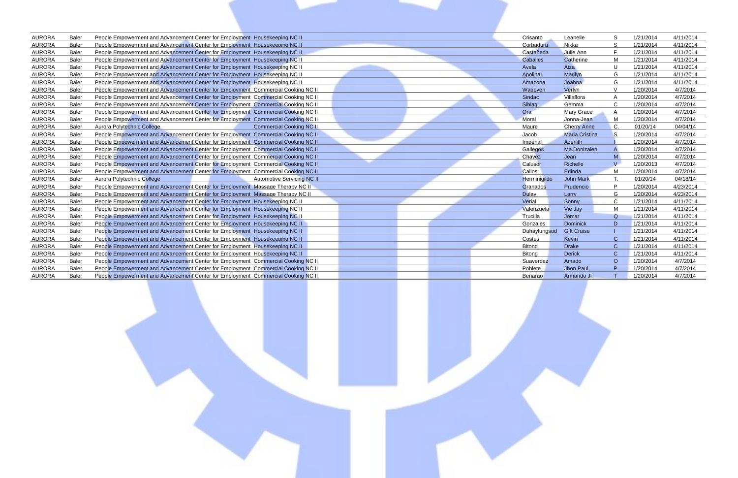| | | | | | | | | |
|---|---|---|---|---|---|---|---|---|
| AURORA | Baler | People Empowerment and Advancement Center for Employment | Housekeeping NC II | Crisanto | Leanelle | S | 1/21/2014 | 4/11/2014 |
| AURORA | Baler | People Empowerment and Advancement Center for Employment | Housekeeping NC II | Corbadura | Nikka | S | 1/21/2014 | 4/11/2014 |
| AURORA | Baler | People Empowerment and Advancement Center for Employment | Housekeeping NC II | Castañeda | Julie Ann | F | 1/21/2014 | 4/11/2014 |
| AURORA | Baler | People Empowerment and Advancement Center for Employment | Housekeeping NC II | Caballes | Catherine | M | 1/21/2014 | 4/11/2014 |
| AURORA | Baler | People Empowerment and Advancement Center for Employment | Housekeeping NC II | Avela | Aiza | U | 1/21/2014 | 4/11/2014 |
| AURORA | Baler | People Empowerment and Advancement Center for Employment | Housekeeping NC II | Apolinar | Marilyn | G | 1/21/2014 | 4/11/2014 |
| AURORA | Baler | People Empowerment and Advancement Center for Employment | Housekeeping NC II | Amazona | Joahna | G | 1/21/2014 | 4/11/2014 |
| AURORA | Baler | People Empowerment and Advancement Center for Employment | Commercial Cooking NC II | Wageyen | Verlyn | V | 1/20/2014 | 4/7/2014 |
| AURORA | Baler | People Empowerment and Advancement Center for Employment | Commercial Cooking NC II | Sindac | Villaflora | A | 1/20/2014 | 4/7/2014 |
| AURORA | Baler | People Empowerment and Advancement Center for Employment | Commercial Cooking NC II | Siblag | Gemma | C | 1/20/2014 | 4/7/2014 |
| AURORA | Baler | People Empowerment and Advancement Center for Employment | Commercial Cooking NC II | Ora | Mary Grace | A | 1/20/2014 | 4/7/2014 |
| AURORA | Baler | People Empowerment and Advancement Center for Employment | Commercial Cooking NC II | Moral | Jonna-Jean | M | 1/20/2014 | 4/7/2014 |
| AURORA | Baler | Aurora Polytechnic College | Commercial Cooking NC II | Maure | Cherry Anne | C. | 01/20/14 | 04/04/14 |
| AURORA | Baler | People Empowerment and Advancement Center for Employment | Commercial Cooking NC II | Jacob | Maria Cristina | S | 1/20/2014 | 4/7/2014 |
| AURORA | Baler | People Empowerment and Advancement Center for Employment | Commercial Cooking NC II | Imperial | Azenith | I | 1/20/2014 | 4/7/2014 |
| AURORA | Baler | People Empowerment and Advancement Center for Employment | Commercial Cooking NC II | Gallegos | Ma.Donizalen | A | 1/20/2014 | 4/7/2014 |
| AURORA | Baler | People Empowerment and Advancement Center for Employment | Commercial Cooking NC II | Chavez | Jean | M | 1/20/2014 | 4/7/2014 |
| AURORA | Baler | People Empowerment and Advancement Center for Employment | Commercial Cooking NC II | Calusor | Richelle | V | 1/20/2013 | 4/7/2014 |
| AURORA | Baler | People Empowerment and Advancement Center for Employment | Commercial Cooking NC II | Callos | Erlinda | M | 1/20/2014 | 4/7/2014 |
| AURORA | Baler | Aurora Polytechnic College | Automotive Servicing NC II | Herminigildo | John Mark | T. | 01/20/14 | 04/18/14 |
| AURORA | Baler | People Empowerment and Advancement Center for Employment | Massage Therapy NC II | Granados | Prudencio | P | 1/20/2014 | 4/23/2014 |
| AURORA | Baler | People Empowerment and Advancement Center for Employment | Massage Therapy NC II | Dulay | Larry | G | 1/20/2014 | 4/23/2014 |
| AURORA | Baler | People Empowerment and Advancement Center for Employment | Housekeeping NC II | Verial | Sonny | C | 1/21/2014 | 4/11/2014 |
| AURORA | Baler | People Empowerment and Advancement Center for Employment | Housekeeping NC II | Valenzuela | Vie Jay | M | 1/21/2014 | 4/11/2014 |
| AURORA | Baler | People Empowerment and Advancement Center for Employment | Housekeeping NC II | Trucilla | Jomar | Q | 1/21/2014 | 4/11/2014 |
| AURORA | Baler | People Empowerment and Advancement Center for Employment | Housekeeping NC II | Gonzales | Dominick | D | 1/21/2014 | 4/11/2014 |
| AURORA | Baler | People Empowerment and Advancement Center for Employment | Housekeeping NC II | Duhaylungsod | Gift Cruise | I | 1/21/2014 | 4/11/2014 |
| AURORA | Baler | People Empowerment and Advancement Center for Employment | Housekeeping NC II | Costes | Kevin | G | 1/21/2014 | 4/11/2014 |
| AURORA | Baler | People Empowerment and Advancement Center for Employment | Housekeeping NC II | Bitong | Drake | C | 1/21/2014 | 4/11/2014 |
| AURORA | Baler | People Empowerment and Advancement Center for Employment | Housekeeping NC II | Bitong | Derick | C | 1/21/2014 | 4/11/2014 |
| AURORA | Baler | People Empowerment and Advancement Center for Employment | Commercial Cooking NC II | Suaverdez | Amado | O | 1/20/2014 | 4/7/2014 |
| AURORA | Baler | People Empowerment and Advancement Center for Employment | Commercial Cooking NC II | Poblete | Jhon Paul | P | 1/20/2014 | 4/7/2014 |
| AURORA | Baler | People Empowerment and Advancement Center for Employment | Commercial Cooking NC II | Benarao | Armando Jr. | T | 1/20/2014 | 4/7/2014 |